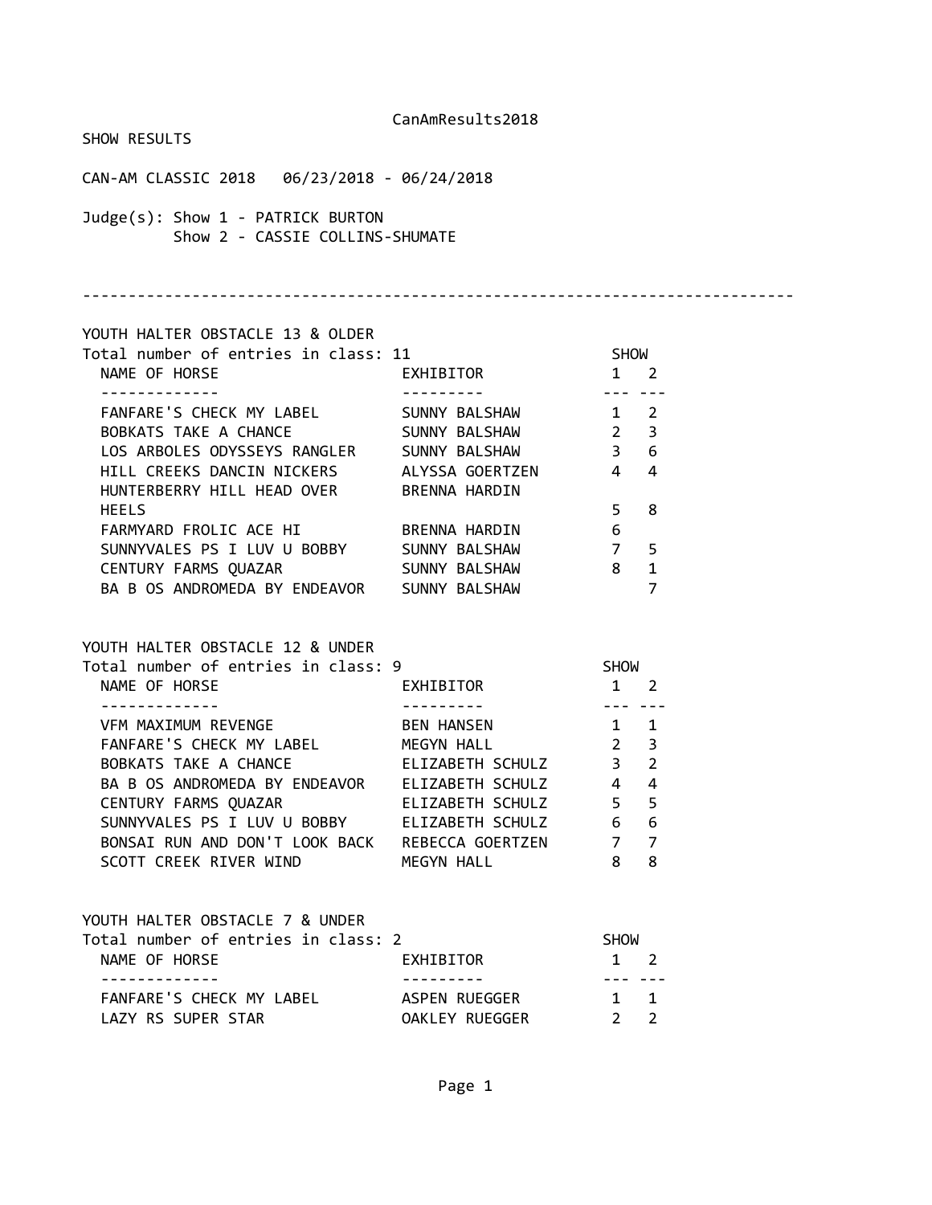CanAmResults2018

SHOW RESULTS

CAN-AM CLASSIC 2018   06/23/2018 - 06/24/2018

Judge(s): Show 1 - PATRICK BURTON
Show 2 - CASSIE COLLINS-SHUMATE

---

## YOUTH HALTER OBSTACLE 13 & OLDER

Total number of entries in class: 11

| NAME OF HORSE | EXHIBITOR | SHOW 1 | SHOW 2 |
|---|---|---|---|
| FANFARE'S CHECK MY LABEL | SUNNY BALSHAW | 1 | 2 |
| BOBKATS TAKE A CHANCE | SUNNY BALSHAW | 2 | 3 |
| LOS ARBOLES ODYSSEYS RANGLER | SUNNY BALSHAW | 3 | 6 |
| HILL CREEKS DANCIN NICKERS | ALYSSA GOERTZEN | 4 | 4 |
| HUNTERBERRY HILL HEAD OVER HEELS | BRENNA HARDIN | 5 | 8 |
| FARMYARD FROLIC ACE HI | BRENNA HARDIN | 6 | |
| SUNNYVALES PS I LUV U BOBBY | SUNNY BALSHAW | 7 | 5 |
| CENTURY FARMS QUAZAR | SUNNY BALSHAW | 8 | 1 |
| BA B OS ANDROMEDA BY ENDEAVOR | SUNNY BALSHAW | | 7 |

## YOUTH HALTER OBSTACLE 12 & UNDER

Total number of entries in class: 9

| NAME OF HORSE | EXHIBITOR | SHOW 1 | SHOW 2 |
|---|---|---|---|
| VFM MAXIMUM REVENGE | BEN HANSEN | 1 | 1 |
| FANFARE'S CHECK MY LABEL | MEGYN HALL | 2 | 3 |
| BOBKATS TAKE A CHANCE | ELIZABETH SCHULZ | 3 | 2 |
| BA B OS ANDROMEDA BY ENDEAVOR | ELIZABETH SCHULZ | 4 | 4 |
| CENTURY FARMS QUAZAR | ELIZABETH SCHULZ | 5 | 5 |
| SUNNYVALES PS I LUV U BOBBY | ELIZABETH SCHULZ | 6 | 6 |
| BONSAI RUN AND DON'T LOOK BACK | REBECCA GOERTZEN | 7 | 7 |
| SCOTT CREEK RIVER WIND | MEGYN HALL | 8 | 8 |

## YOUTH HALTER OBSTACLE 7 & UNDER

Total number of entries in class: 2

| NAME OF HORSE | EXHIBITOR | SHOW 1 | SHOW 2 |
|---|---|---|---|
| FANFARE'S CHECK MY LABEL | ASPEN RUEGGER | 1 | 1 |
| LAZY RS SUPER STAR | OAKLEY RUEGGER | 2 | 2 |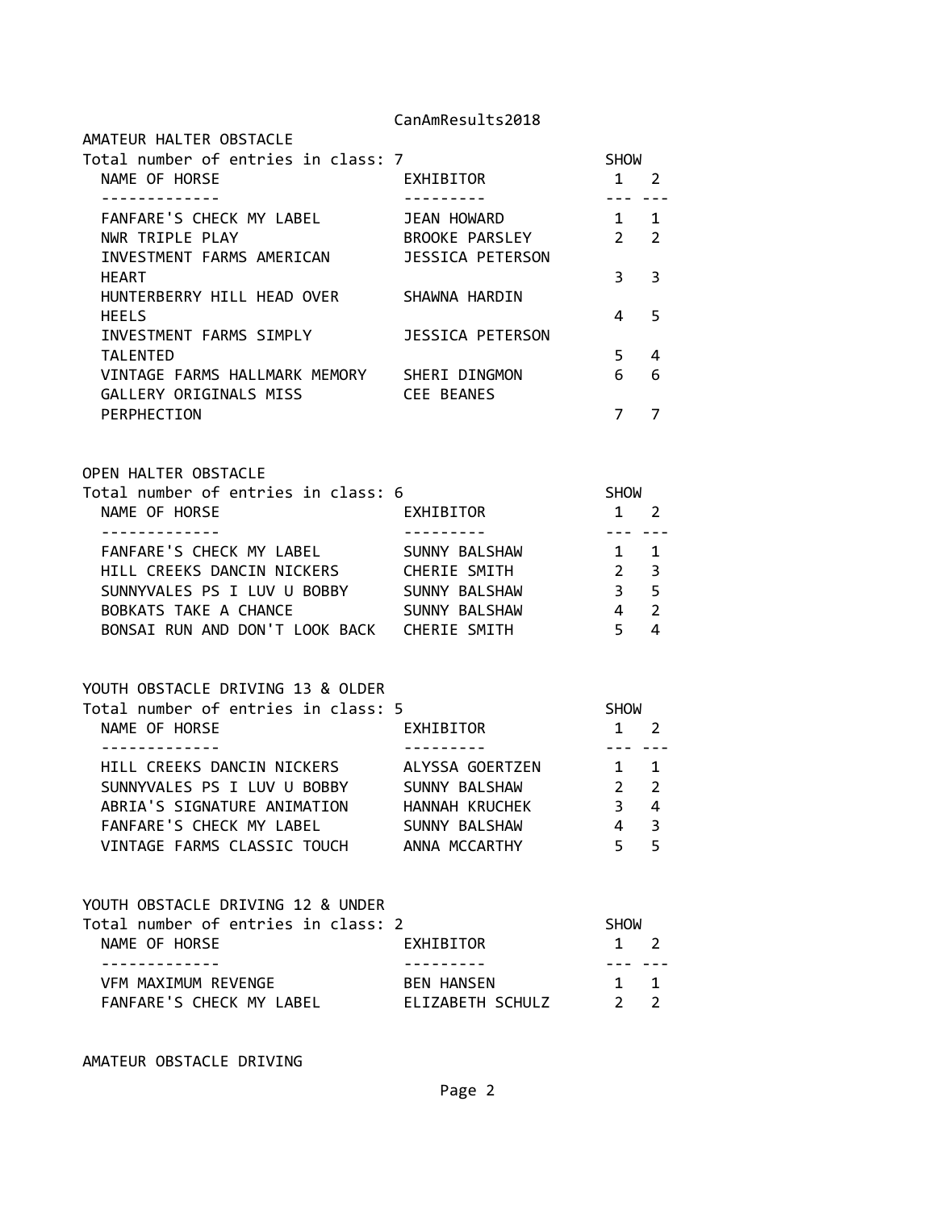## AMATEUR HALTER OBSTACLE

Total number of entries in class: 7

| NAME OF HORSE | EXHIBITOR | SHOW 1 | SHOW 2 |
|---|---|---|---|
| FANFARE'S CHECK MY LABEL | JEAN HOWARD | 1 | 1 |
| NWR TRIPLE PLAY | BROOKE PARSLEY | 2 | 2 |
| INVESTMENT FARMS AMERICAN HEART | JESSICA PETERSON | 3 | 3 |
| HUNTERBERRY HILL HEAD OVER HEELS | SHAWNA HARDIN | 4 | 5 |
| INVESTMENT FARMS SIMPLY TALENTED | JESSICA PETERSON | 5 | 4 |
| VINTAGE FARMS HALLMARK MEMORY | SHERI DINGMON | 6 | 6 |
| GALLERY ORIGINALS MISS PERPHECTION | CEE BEANES | 7 | 7 |

## OPEN HALTER OBSTACLE

Total number of entries in class: 6

| NAME OF HORSE | EXHIBITOR | SHOW 1 | SHOW 2 |
|---|---|---|---|
| FANFARE'S CHECK MY LABEL | SUNNY BALSHAW | 1 | 1 |
| HILL CREEKS DANCIN NICKERS | CHERIE SMITH | 2 | 3 |
| SUNNYVALES PS I LUV U BOBBY | SUNNY BALSHAW | 3 | 5 |
| BOBKATS TAKE A CHANCE | SUNNY BALSHAW | 4 | 2 |
| BONSAI RUN AND DON'T LOOK BACK | CHERIE SMITH | 5 | 4 |

## YOUTH OBSTACLE DRIVING 13 & OLDER

Total number of entries in class: 5

| NAME OF HORSE | EXHIBITOR | SHOW 1 | SHOW 2 |
|---|---|---|---|
| HILL CREEKS DANCIN NICKERS | ALYSSA GOERTZEN | 1 | 1 |
| SUNNYVALES PS I LUV U BOBBY | SUNNY BALSHAW | 2 | 2 |
| ABRIA'S SIGNATURE ANIMATION | HANNAH KRUCHEK | 3 | 4 |
| FANFARE'S CHECK MY LABEL | SUNNY BALSHAW | 4 | 3 |
| VINTAGE FARMS CLASSIC TOUCH | ANNA MCCARTHY | 5 | 5 |

## YOUTH OBSTACLE DRIVING 12 & UNDER

Total number of entries in class: 2

| NAME OF HORSE | EXHIBITOR | SHOW 1 | SHOW 2 |
|---|---|---|---|
| VFM MAXIMUM REVENGE | BEN HANSEN | 1 | 1 |
| FANFARE'S CHECK MY LABEL | ELIZABETH SCHULZ | 2 | 2 |

## AMATEUR OBSTACLE DRIVING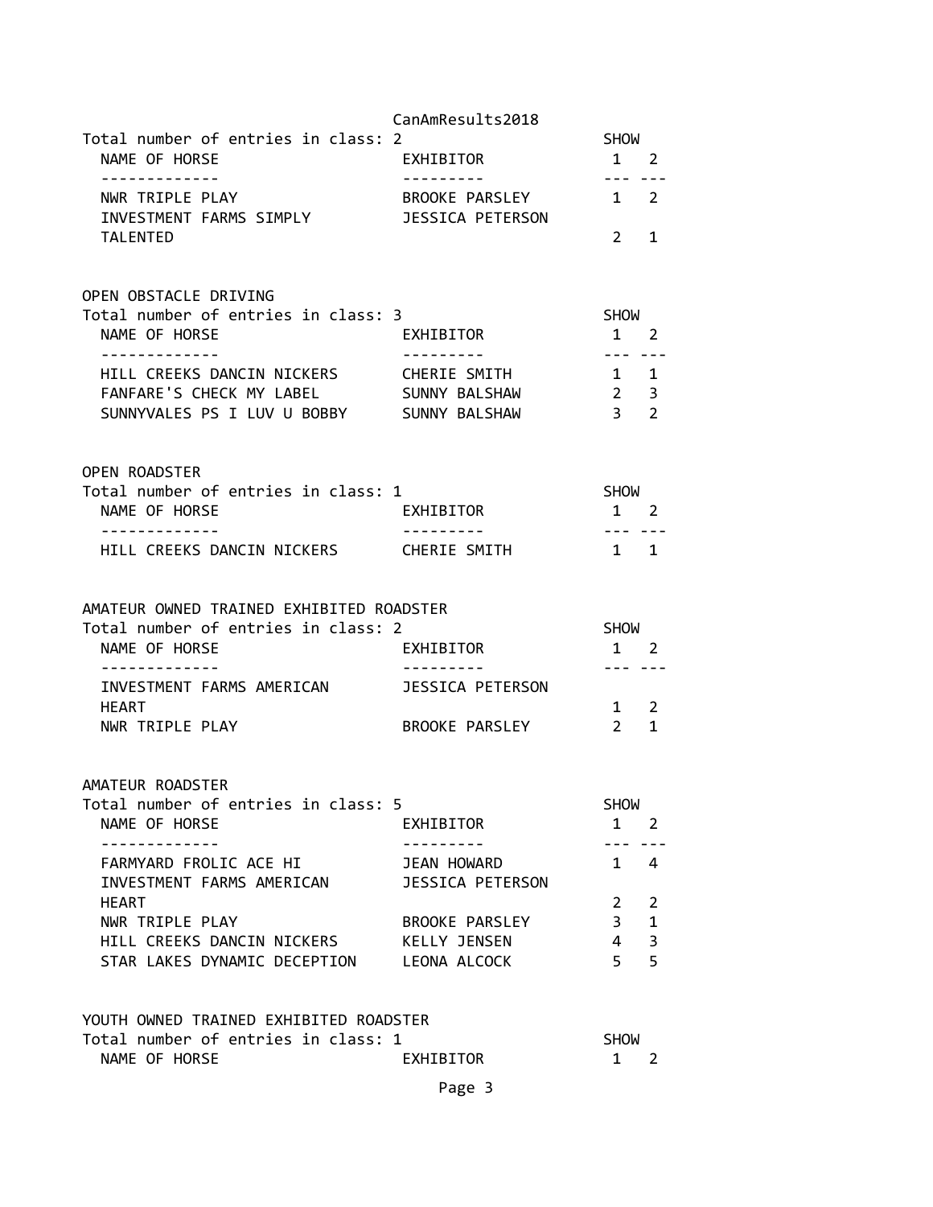Total number of entries in class: 2

| NAME OF HORSE | EXHIBITOR | SHOW 1 | SHOW 2 |
| --- | --- | --- | --- |
| NWR TRIPLE PLAY | BROOKE PARSLEY | 1 | 2 |
| INVESTMENT FARMS SIMPLY TALENTED | JESSICA PETERSON | 2 | 1 |

## OPEN OBSTACLE DRIVING

Total number of entries in class: 3

| NAME OF HORSE | EXHIBITOR | SHOW 1 | SHOW 2 |
| --- | --- | --- | --- |
| HILL CREEKS DANCIN NICKERS | CHERIE SMITH | 1 | 1 |
| FANFARE'S CHECK MY LABEL | SUNNY BALSHAW | 2 | 3 |
| SUNNYVALES PS I LUV U BOBBY | SUNNY BALSHAW | 3 | 2 |

## OPEN ROADSTER

Total number of entries in class: 1

| NAME OF HORSE | EXHIBITOR | SHOW 1 | SHOW 2 |
| --- | --- | --- | --- |
| HILL CREEKS DANCIN NICKERS | CHERIE SMITH | 1 | 1 |

## AMATEUR OWNED TRAINED EXHIBITED ROADSTER

Total number of entries in class: 2

| NAME OF HORSE | EXHIBITOR | SHOW 1 | SHOW 2 |
| --- | --- | --- | --- |
| INVESTMENT FARMS AMERICAN HEART | JESSICA PETERSON | 1 | 2 |
| NWR TRIPLE PLAY | BROOKE PARSLEY | 2 | 1 |

## AMATEUR ROADSTER

Total number of entries in class: 5

| NAME OF HORSE | EXHIBITOR | SHOW 1 | SHOW 2 |
| --- | --- | --- | --- |
| FARMYARD FROLIC ACE HI | JEAN HOWARD | 1 | 4 |
| INVESTMENT FARMS AMERICAN HEART | JESSICA PETERSON | 2 | 2 |
| NWR TRIPLE PLAY | BROOKE PARSLEY | 3 | 1 |
| HILL CREEKS DANCIN NICKERS | KELLY JENSEN | 4 | 3 |
| STAR LAKES DYNAMIC DECEPTION | LEONA ALCOCK | 5 | 5 |

## YOUTH OWNED TRAINED EXHIBITED ROADSTER

Total number of entries in class: 1

| NAME OF HORSE | EXHIBITOR | SHOW 1 | SHOW 2 |
| --- | --- | --- | --- |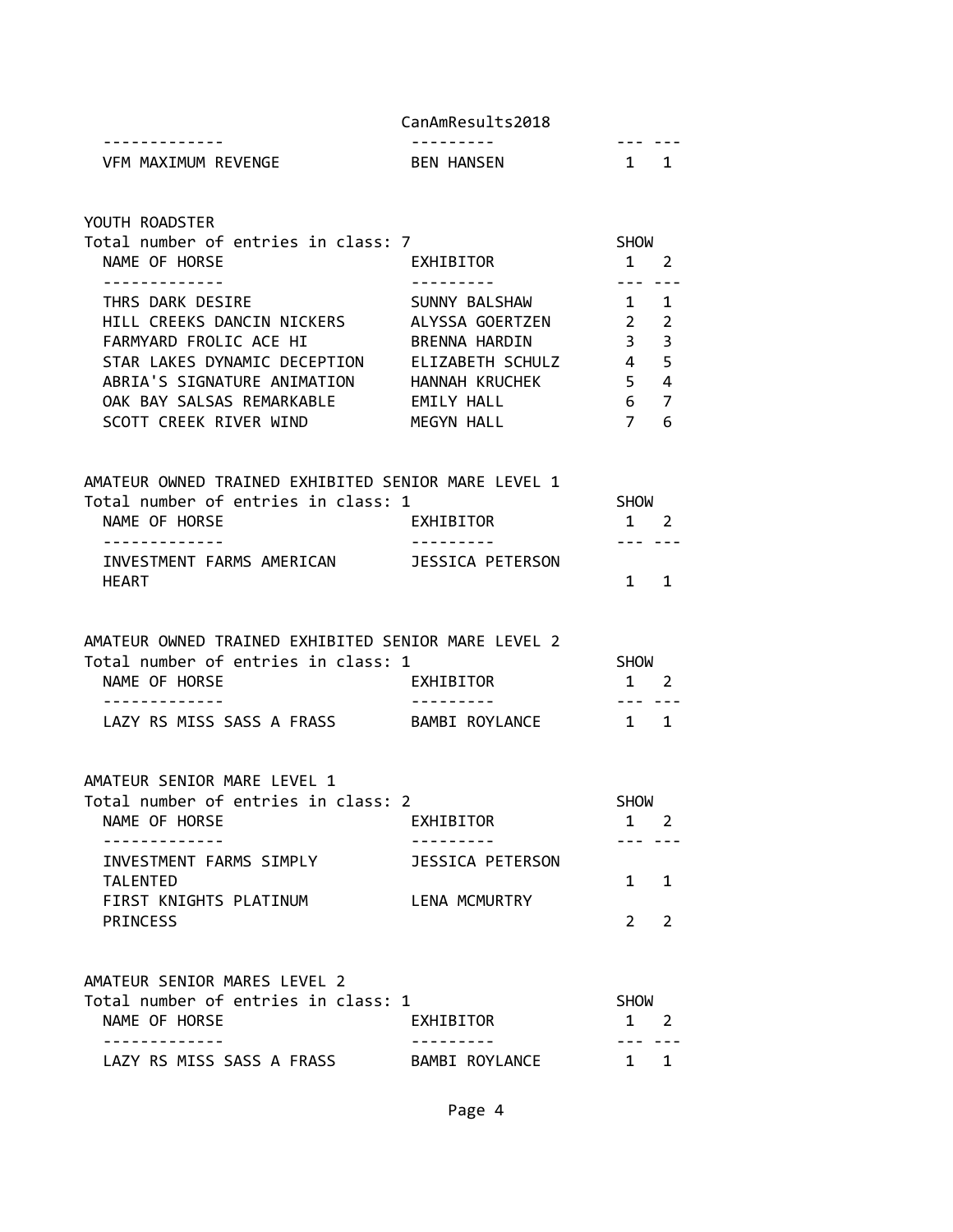| NAME OF HORSE | EXHIBITOR | SHOW 1 | SHOW 2 |
|---|---|---|---|
| VFM MAXIMUM REVENGE | BEN HANSEN | 1 | 1 |

YOUTH ROADSTER
Total number of entries in class: 7

| NAME OF HORSE | EXHIBITOR | SHOW 1 | SHOW 2 |
|---|---|---|---|
| THRS DARK DESIRE | SUNNY BALSHAW | 1 | 1 |
| HILL CREEKS DANCIN NICKERS | ALYSSA GOERTZEN | 2 | 2 |
| FARMYARD FROLIC ACE HI | BRENNA HARDIN | 3 | 3 |
| STAR LAKES DYNAMIC DECEPTION | ELIZABETH SCHULZ | 4 | 5 |
| ABRIA'S SIGNATURE ANIMATION | HANNAH KRUCHEK | 5 | 4 |
| OAK BAY SALSAS REMARKABLE | EMILY HALL | 6 | 7 |
| SCOTT CREEK RIVER WIND | MEGYN HALL | 7 | 6 |

AMATEUR OWNED TRAINED EXHIBITED SENIOR MARE LEVEL 1
Total number of entries in class: 1

| NAME OF HORSE | EXHIBITOR | SHOW 1 | SHOW 2 |
|---|---|---|---|
| INVESTMENT FARMS AMERICAN HEART | JESSICA PETERSON | 1 | 1 |

AMATEUR OWNED TRAINED EXHIBITED SENIOR MARE LEVEL 2
Total number of entries in class: 1

| NAME OF HORSE | EXHIBITOR | SHOW 1 | SHOW 2 |
|---|---|---|---|
| LAZY RS MISS SASS A FRASS | BAMBI ROYLANCE | 1 | 1 |

AMATEUR SENIOR MARE LEVEL 1
Total number of entries in class: 2

| NAME OF HORSE | EXHIBITOR | SHOW 1 | SHOW 2 |
|---|---|---|---|
| INVESTMENT FARMS SIMPLY TALENTED | JESSICA PETERSON | 1 | 1 |
| FIRST KNIGHTS PLATINUM PRINCESS | LENA MCMURTRY | 2 | 2 |

AMATEUR SENIOR MARES LEVEL 2
Total number of entries in class: 1

| NAME OF HORSE | EXHIBITOR | SHOW 1 | SHOW 2 |
|---|---|---|---|
| LAZY RS MISS SASS A FRASS | BAMBI ROYLANCE | 1 | 1 |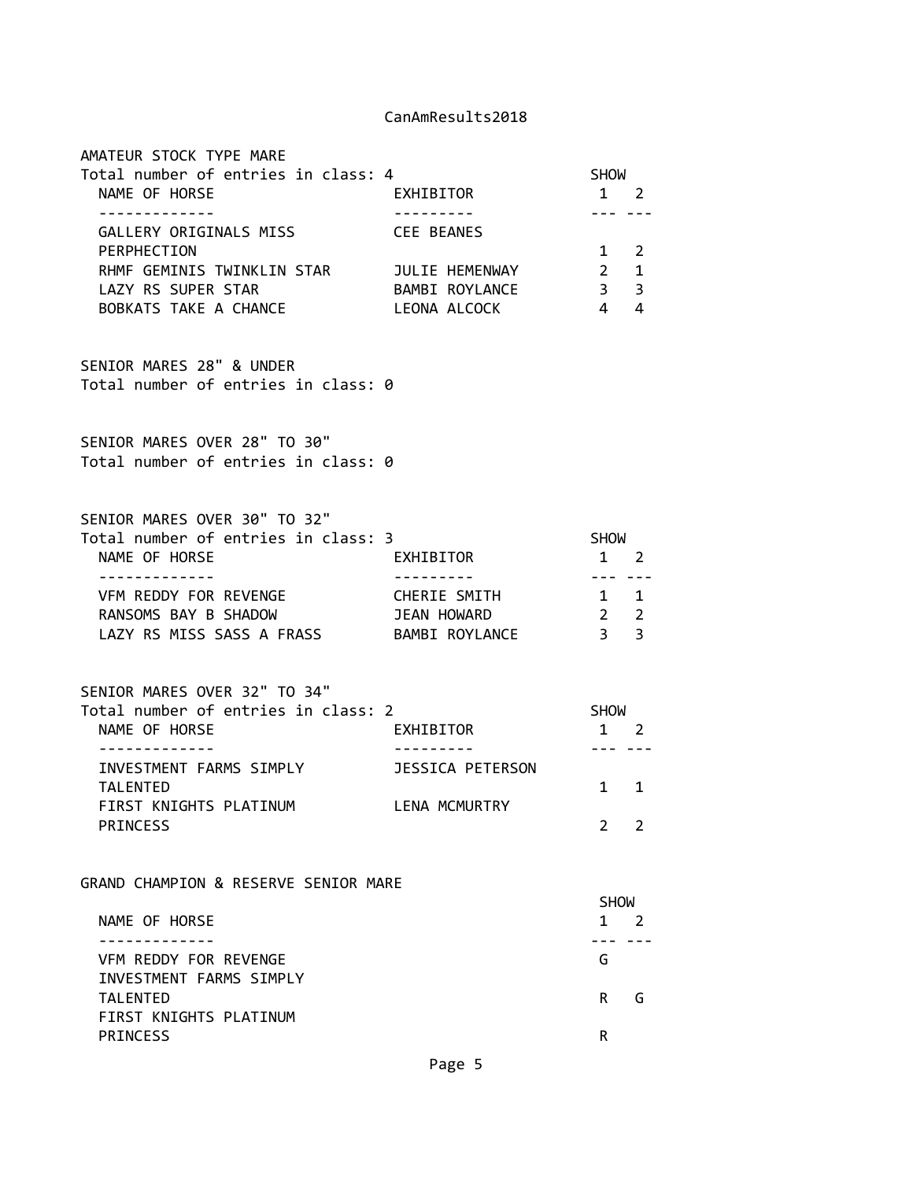## AMATEUR STOCK TYPE MARE

Total number of entries in class: 4

| NAME OF HORSE | EXHIBITOR | SHOW 1 | SHOW 2 |
| --- | --- | --- | --- |
| GALLERY ORIGINALS MISS PERPHECTION | CEE BEANES | 1 | 2 |
| RHMF GEMINIS TWINKLIN STAR | JULIE HEMENWAY | 2 | 1 |
| LAZY RS SUPER STAR | BAMBI ROYLANCE | 3 | 3 |
| BOBKATS TAKE A CHANCE | LEONA ALCOCK | 4 | 4 |

## SENIOR MARES 28" & UNDER

Total number of entries in class: 0

## SENIOR MARES OVER 28" TO 30"

Total number of entries in class: 0

## SENIOR MARES OVER 30" TO 32"

Total number of entries in class: 3

| NAME OF HORSE | EXHIBITOR | SHOW 1 | SHOW 2 |
| --- | --- | --- | --- |
| VFM REDDY FOR REVENGE | CHERIE SMITH | 1 | 1 |
| RANSOMS BAY B SHADOW | JEAN HOWARD | 2 | 2 |
| LAZY RS MISS SASS A FRASS | BAMBI ROYLANCE | 3 | 3 |

## SENIOR MARES OVER 32" TO 34"

Total number of entries in class: 2

| NAME OF HORSE | EXHIBITOR | SHOW 1 | SHOW 2 |
| --- | --- | --- | --- |
| INVESTMENT FARMS SIMPLY TALENTED | JESSICA PETERSON | 1 | 1 |
| FIRST KNIGHTS PLATINUM PRINCESS | LENA MCMURTRY | 2 | 2 |

## GRAND CHAMPION & RESERVE SENIOR MARE

| NAME OF HORSE | SHOW 1 | SHOW 2 |
| --- | --- | --- |
| VFM REDDY FOR REVENGE | G | |
| INVESTMENT FARMS SIMPLY TALENTED | R | G |
| FIRST KNIGHTS PLATINUM PRINCESS | | R |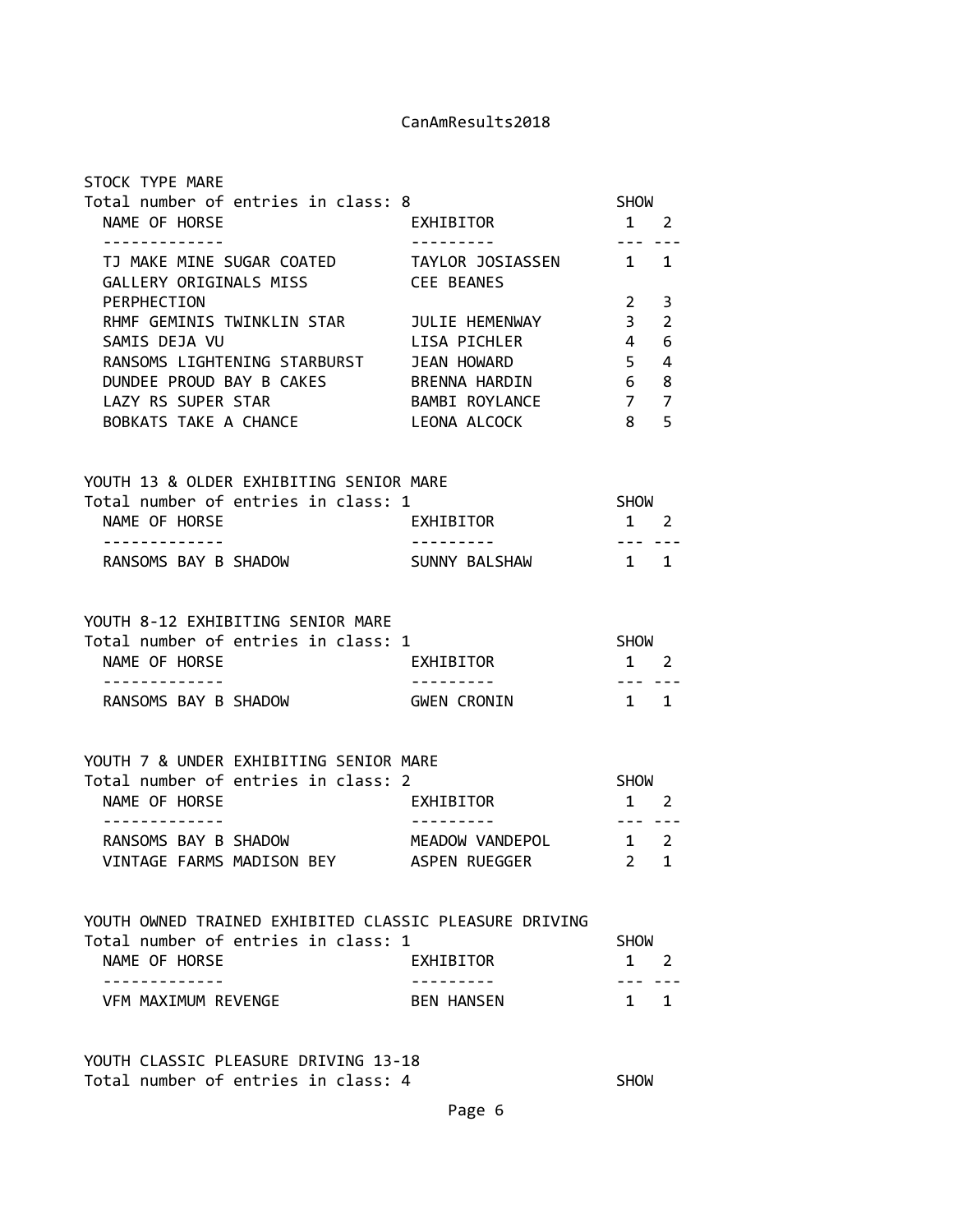## STOCK TYPE MARE

Total number of entries in class: 8

| NAME OF HORSE | EXHIBITOR | SHOW 1 | SHOW 2 |
| --- | --- | --- | --- |
| TJ MAKE MINE SUGAR COATED | TAYLOR JOSIASSEN | 1 | 1 |
| GALLERY ORIGINALS MISS PERPHECTION | CEE BEANES | 2 | 3 |
| RHMF GEMINIS TWINKLIN STAR | JULIE HEMENWAY | 3 | 2 |
| SAMIS DEJA VU | LISA PICHLER | 4 | 6 |
| RANSOMS LIGHTENING STARBURST | JEAN HOWARD | 5 | 4 |
| DUNDEE PROUD BAY B CAKES | BRENNA HARDIN | 6 | 8 |
| LAZY RS SUPER STAR | BAMBI ROYLANCE | 7 | 7 |
| BOBKATS TAKE A CHANCE | LEONA ALCOCK | 8 | 5 |

## YOUTH 13 & OLDER EXHIBITING SENIOR MARE

Total number of entries in class: 1

| NAME OF HORSE | EXHIBITOR | SHOW 1 | SHOW 2 |
| --- | --- | --- | --- |
| RANSOMS BAY B SHADOW | SUNNY BALSHAW | 1 | 1 |

## YOUTH 8-12 EXHIBITING SENIOR MARE

Total number of entries in class: 1

| NAME OF HORSE | EXHIBITOR | SHOW 1 | SHOW 2 |
| --- | --- | --- | --- |
| RANSOMS BAY B SHADOW | GWEN CRONIN | 1 | 1 |

## YOUTH 7 & UNDER EXHIBITING SENIOR MARE

Total number of entries in class: 2

| NAME OF HORSE | EXHIBITOR | SHOW 1 | SHOW 2 |
| --- | --- | --- | --- |
| RANSOMS BAY B SHADOW | MEADOW VANDEPOL | 1 | 2 |
| VINTAGE FARMS MADISON BEY | ASPEN RUEGGER | 2 | 1 |

## YOUTH OWNED TRAINED EXHIBITED CLASSIC PLEASURE DRIVING

Total number of entries in class: 1

| NAME OF HORSE | EXHIBITOR | SHOW 1 | SHOW 2 |
| --- | --- | --- | --- |
| VFM MAXIMUM REVENGE | BEN HANSEN | 1 | 1 |

## YOUTH CLASSIC PLEASURE DRIVING 13-18

Total number of entries in class: 4 SHOW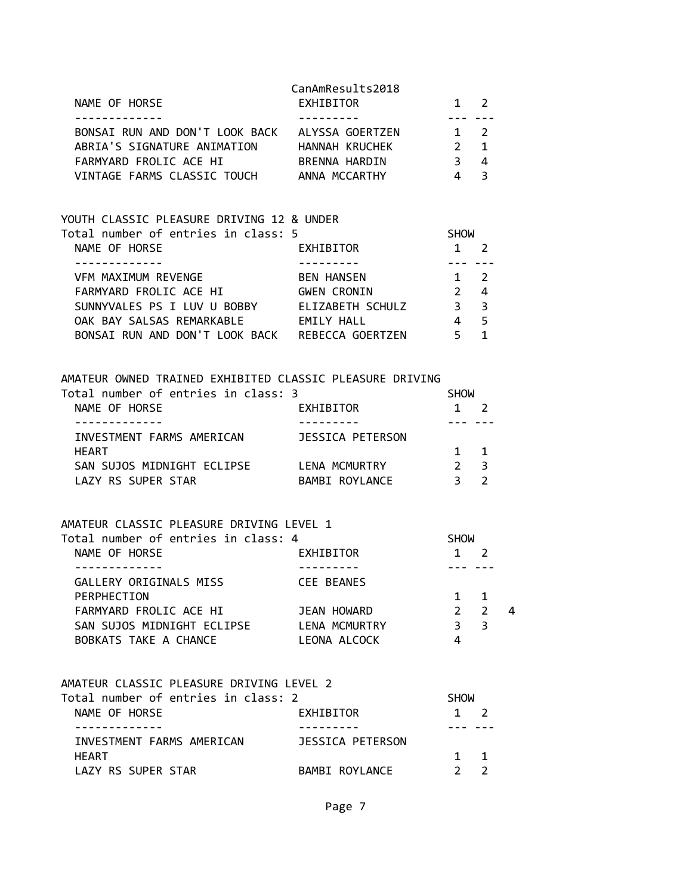| NAME OF HORSE | EXHIBITOR | 1 | 2 |
| --- | --- | --- | --- |
| BONSAI RUN AND DON'T LOOK BACK | ALYSSA GOERTZEN | 1 | 2 |
| ABRIA'S SIGNATURE ANIMATION | HANNAH KRUCHEK | 2 | 1 |
| FARMYARD FROLIC ACE HI | BRENNA HARDIN | 3 | 4 |
| VINTAGE FARMS CLASSIC TOUCH | ANNA MCCARTHY | 4 | 3 |

YOUTH CLASSIC PLEASURE DRIVING 12 & UNDER
Total number of entries in class: 5

| NAME OF HORSE | EXHIBITOR | SHOW 1 | 2 |
| --- | --- | --- | --- |
| VFM MAXIMUM REVENGE | BEN HANSEN | 1 | 2 |
| FARMYARD FROLIC ACE HI | GWEN CRONIN | 2 | 4 |
| SUNNYVALES PS I LUV U BOBBY | ELIZABETH SCHULZ | 3 | 3 |
| OAK BAY SALSAS REMARKABLE | EMILY HALL | 4 | 5 |
| BONSAI RUN AND DON'T LOOK BACK | REBECCA GOERTZEN | 5 | 1 |

AMATEUR OWNED TRAINED EXHIBITED CLASSIC PLEASURE DRIVING
Total number of entries in class: 3

| NAME OF HORSE | EXHIBITOR | SHOW 1 | 2 |
| --- | --- | --- | --- |
| INVESTMENT FARMS AMERICAN HEART | JESSICA PETERSON | 1 | 1 |
| SAN SUJOS MIDNIGHT ECLIPSE | LENA MCMURTRY | 2 | 3 |
| LAZY RS SUPER STAR | BAMBI ROYLANCE | 3 | 2 |

AMATEUR CLASSIC PLEASURE DRIVING LEVEL 1
Total number of entries in class: 4

| NAME OF HORSE | EXHIBITOR | SHOW 1 | 2 | |
| --- | --- | --- | --- | --- |
| GALLERY ORIGINALS MISS PERPHECTION | CEE BEANES | 1 | 1 | |
| FARMYARD FROLIC ACE HI | JEAN HOWARD | 2 | 2 | 4 |
| SAN SUJOS MIDNIGHT ECLIPSE | LENA MCMURTRY | 3 | 3 | |
| BOBKATS TAKE A CHANCE | LEONA ALCOCK | 4 | | |

AMATEUR CLASSIC PLEASURE DRIVING LEVEL 2
Total number of entries in class: 2

| NAME OF HORSE | EXHIBITOR | SHOW 1 | 2 |
| --- | --- | --- | --- |
| INVESTMENT FARMS AMERICAN HEART | JESSICA PETERSON | 1 | 1 |
| LAZY RS SUPER STAR | BAMBI ROYLANCE | 2 | 2 |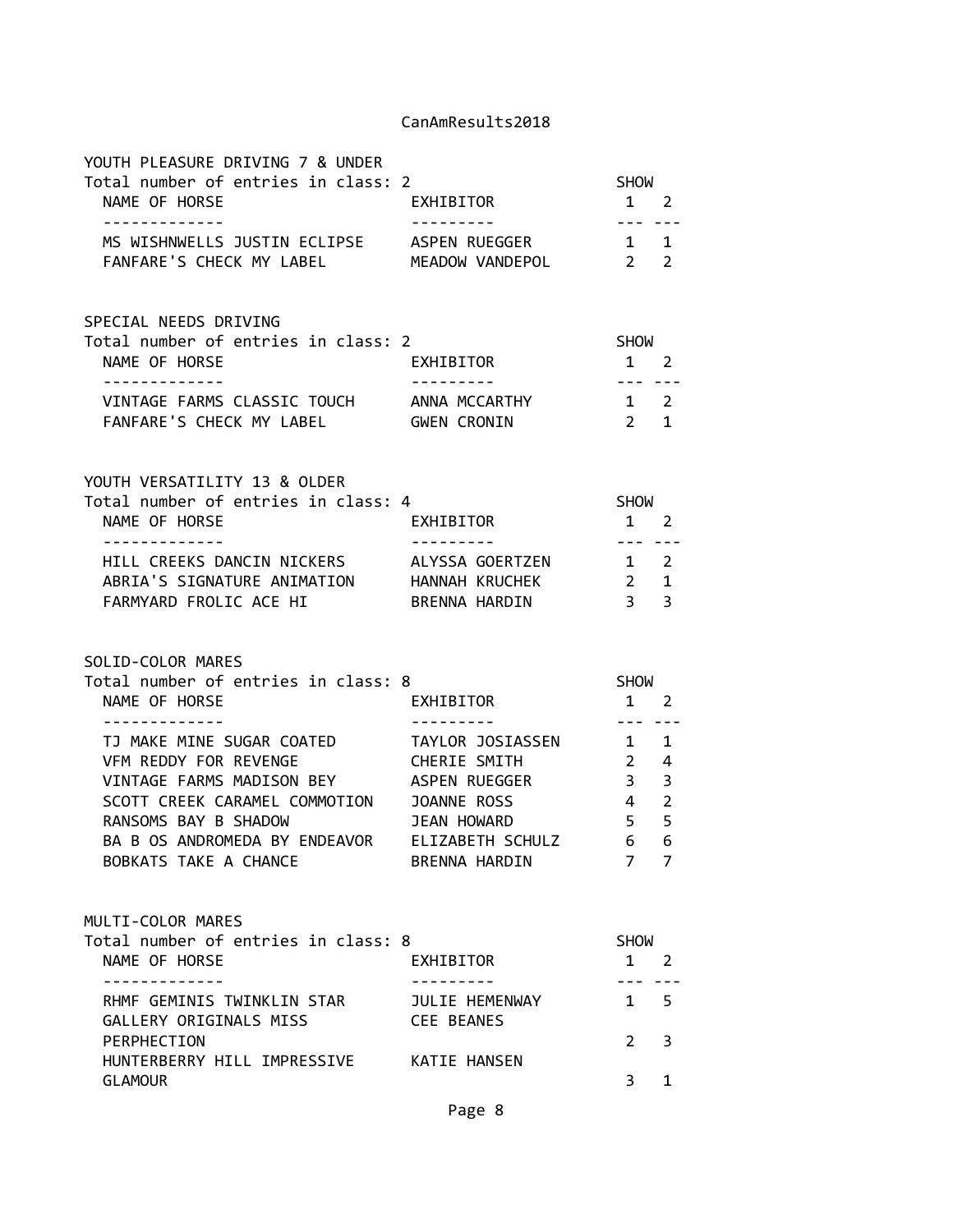## YOUTH PLEASURE DRIVING 7 & UNDER

Total number of entries in class: 2

| NAME OF HORSE | EXHIBITOR | SHOW 1 | SHOW 2 |
|---|---|---|---|
| MS WISHNWELLS JUSTIN ECLIPSE | ASPEN RUEGGER | 1 | 1 |
| FANFARE'S CHECK MY LABEL | MEADOW VANDEPOL | 2 | 2 |

## SPECIAL NEEDS DRIVING

Total number of entries in class: 2

| NAME OF HORSE | EXHIBITOR | SHOW 1 | SHOW 2 |
|---|---|---|---|
| VINTAGE FARMS CLASSIC TOUCH | ANNA MCCARTHY | 1 | 2 |
| FANFARE'S CHECK MY LABEL | GWEN CRONIN | 2 | 1 |

## YOUTH VERSATILITY 13 & OLDER

Total number of entries in class: 4

| NAME OF HORSE | EXHIBITOR | SHOW 1 | SHOW 2 |
|---|---|---|---|
| HILL CREEKS DANCIN NICKERS | ALYSSA GOERTZEN | 1 | 2 |
| ABRIA'S SIGNATURE ANIMATION | HANNAH KRUCHEK | 2 | 1 |
| FARMYARD FROLIC ACE HI | BRENNA HARDIN | 3 | 3 |

## SOLID-COLOR MARES

Total number of entries in class: 8

| NAME OF HORSE | EXHIBITOR | SHOW 1 | SHOW 2 |
|---|---|---|---|
| TJ MAKE MINE SUGAR COATED | TAYLOR JOSIASSEN | 1 | 1 |
| VFM REDDY FOR REVENGE | CHERIE SMITH | 2 | 4 |
| VINTAGE FARMS MADISON BEY | ASPEN RUEGGER | 3 | 3 |
| SCOTT CREEK CARAMEL COMMOTION | JOANNE ROSS | 4 | 2 |
| RANSOMS BAY B SHADOW | JEAN HOWARD | 5 | 5 |
| BA B OS ANDROMEDA BY ENDEAVOR | ELIZABETH SCHULZ | 6 | 6 |
| BOBKATS TAKE A CHANCE | BRENNA HARDIN | 7 | 7 |

## MULTI-COLOR MARES

Total number of entries in class: 8

| NAME OF HORSE | EXHIBITOR | SHOW 1 | SHOW 2 |
|---|---|---|---|
| RHMF GEMINIS TWINKLIN STAR | JULIE HEMENWAY | 1 | 5 |
| GALLERY ORIGINALS MISS PERPHECTION | CEE BEANES | 2 | 3 |
| HUNTERBERRY HILL IMPRESSIVE GLAMOUR | KATIE HANSEN | 3 | 1 |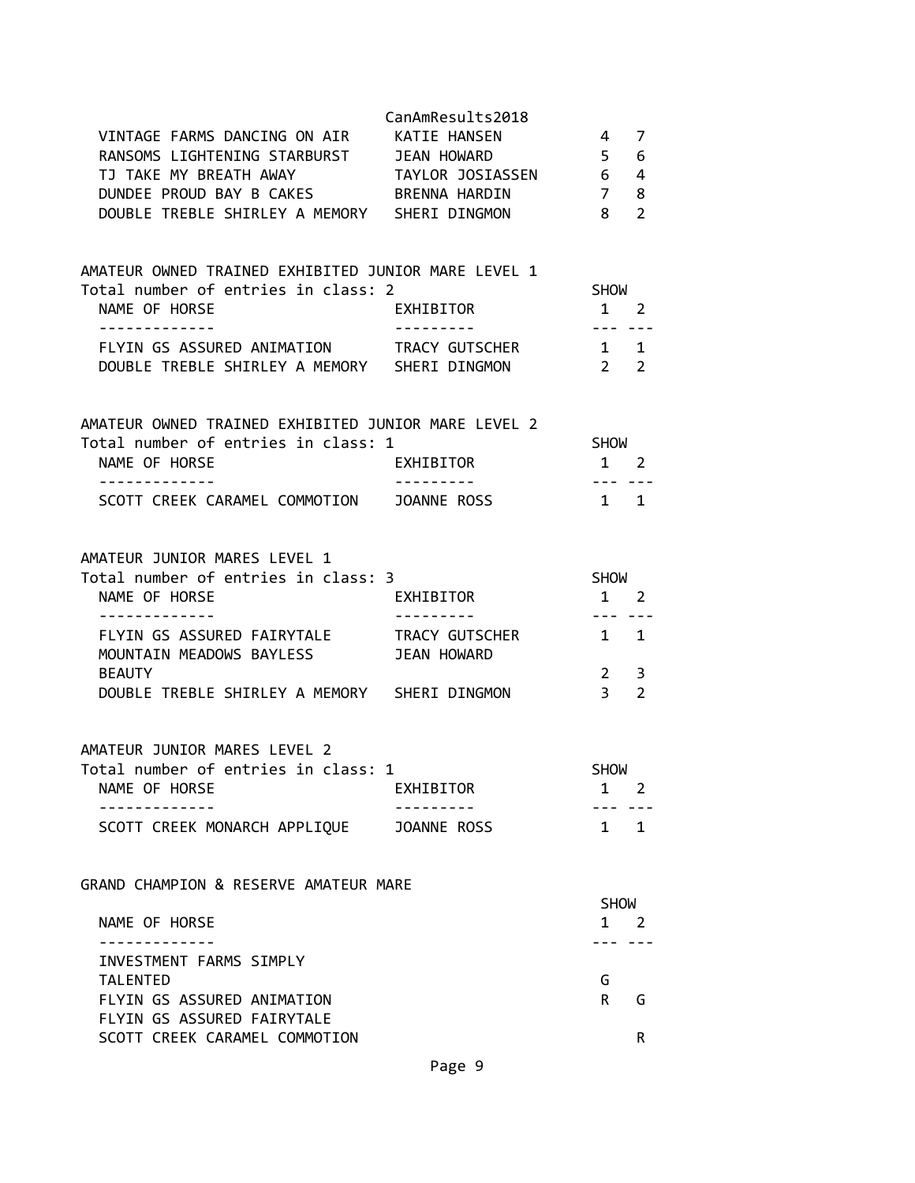| NAME OF HORSE | EXHIBITOR | SHOW 1 | SHOW 2 |
|---|---|---|---|
| VINTAGE FARMS DANCING ON AIR | KATIE HANSEN | 4 | 7 |
| RANSOMS LIGHTENING STARBURST | JEAN HOWARD | 5 | 6 |
| TJ TAKE MY BREATH AWAY | TAYLOR JOSIASSEN | 6 | 4 |
| DUNDEE PROUD BAY B CAKES | BRENNA HARDIN | 7 | 8 |
| DOUBLE TREBLE SHIRLEY A MEMORY | SHERI DINGMON | 8 | 2 |

## AMATEUR OWNED TRAINED EXHIBITED JUNIOR MARE LEVEL 1

Total number of entries in class: 2

| NAME OF HORSE | EXHIBITOR | SHOW 1 | SHOW 2 |
|---|---|---|---|
| FLYIN GS ASSURED ANIMATION | TRACY GUTSCHER | 1 | 1 |
| DOUBLE TREBLE SHIRLEY A MEMORY | SHERI DINGMON | 2 | 2 |

## AMATEUR OWNED TRAINED EXHIBITED JUNIOR MARE LEVEL 2

Total number of entries in class: 1

| NAME OF HORSE | EXHIBITOR | SHOW 1 | SHOW 2 |
|---|---|---|---|
| SCOTT CREEK CARAMEL COMMOTION | JOANNE ROSS | 1 | 1 |

## AMATEUR JUNIOR MARES LEVEL 1

Total number of entries in class: 3

| NAME OF HORSE | EXHIBITOR | SHOW 1 | SHOW 2 |
|---|---|---|---|
| FLYIN GS ASSURED FAIRYTALE | TRACY GUTSCHER | 1 | 1 |
| MOUNTAIN MEADOWS BAYLESS BEAUTY | JEAN HOWARD | 2 | 3 |
| DOUBLE TREBLE SHIRLEY A MEMORY | SHERI DINGMON | 3 | 2 |

## AMATEUR JUNIOR MARES LEVEL 2

Total number of entries in class: 1

| NAME OF HORSE | EXHIBITOR | SHOW 1 | SHOW 2 |
|---|---|---|---|
| SCOTT CREEK MONARCH APPLIQUE | JOANNE ROSS | 1 | 1 |

## GRAND CHAMPION & RESERVE AMATEUR MARE

| NAME OF HORSE | SHOW 1 | SHOW 2 |
|---|---|---|
| INVESTMENT FARMS SIMPLY TALENTED | G | |
| FLYIN GS ASSURED ANIMATION | R | G |
| FLYIN GS ASSURED FAIRYTALE | | |
| SCOTT CREEK CARAMEL COMMOTION | | R |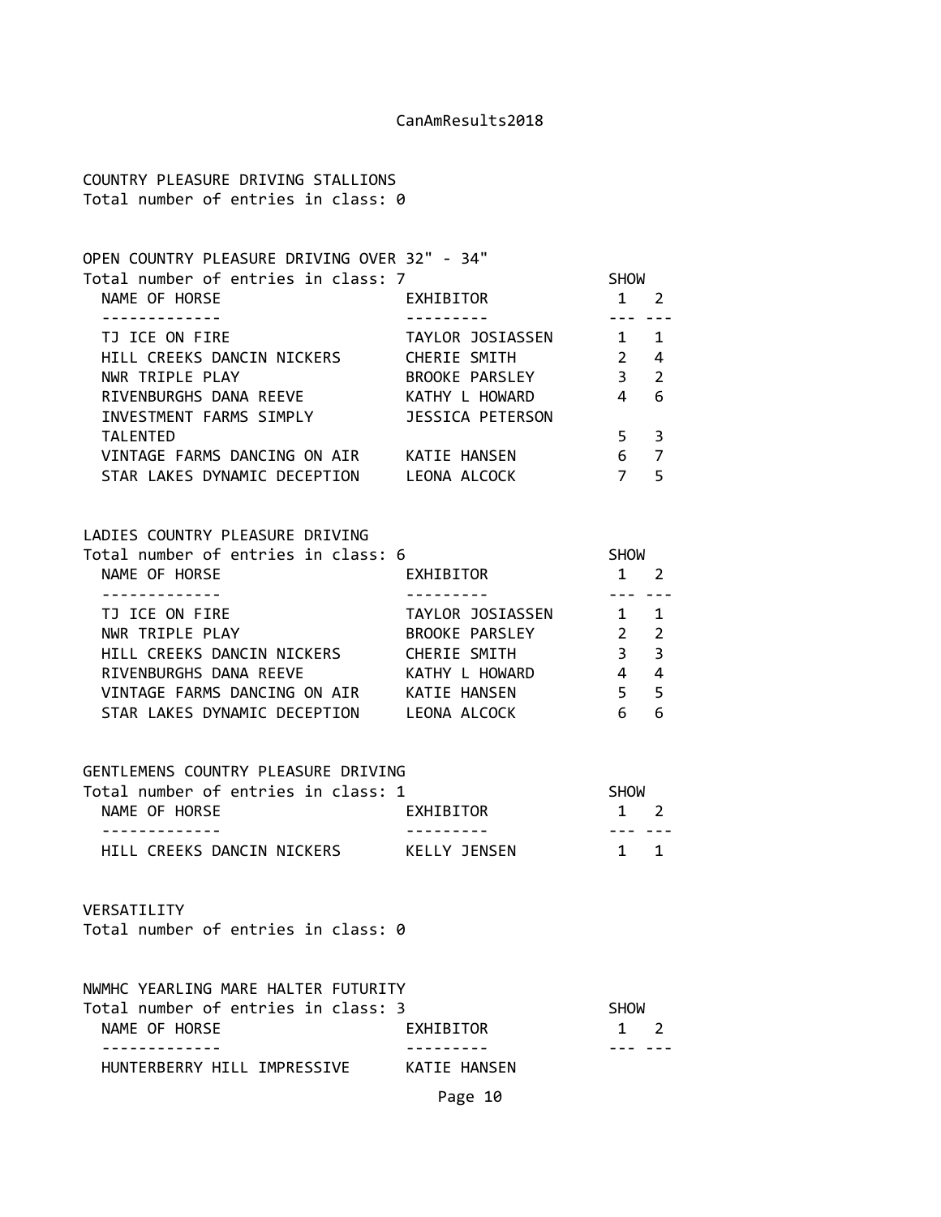COUNTRY PLEASURE DRIVING STALLIONS
Total number of entries in class: 0

OPEN COUNTRY PLEASURE DRIVING OVER 32" - 34"
Total number of entries in class: 7

| NAME OF HORSE | EXHIBITOR | SHOW 1 | SHOW 2 |
|---|---|---|---|
| TJ ICE ON FIRE | TAYLOR JOSIASSEN | 1 | 1 |
| HILL CREEKS DANCIN NICKERS | CHERIE SMITH | 2 | 4 |
| NWR TRIPLE PLAY | BROOKE PARSLEY | 3 | 2 |
| RIVENBURGHS DANA REEVE | KATHY L HOWARD | 4 | 6 |
| INVESTMENT FARMS SIMPLY TALENTED | JESSICA PETERSON | 5 | 3 |
| VINTAGE FARMS DANCING ON AIR | KATIE HANSEN | 6 | 7 |
| STAR LAKES DYNAMIC DECEPTION | LEONA ALCOCK | 7 | 5 |

LADIES COUNTRY PLEASURE DRIVING
Total number of entries in class: 6

| NAME OF HORSE | EXHIBITOR | SHOW 1 | SHOW 2 |
|---|---|---|---|
| TJ ICE ON FIRE | TAYLOR JOSIASSEN | 1 | 1 |
| NWR TRIPLE PLAY | BROOKE PARSLEY | 2 | 2 |
| HILL CREEKS DANCIN NICKERS | CHERIE SMITH | 3 | 3 |
| RIVENBURGHS DANA REEVE | KATHY L HOWARD | 4 | 4 |
| VINTAGE FARMS DANCING ON AIR | KATIE HANSEN | 5 | 5 |
| STAR LAKES DYNAMIC DECEPTION | LEONA ALCOCK | 6 | 6 |

GENTLEMENS COUNTRY PLEASURE DRIVING
Total number of entries in class: 1

| NAME OF HORSE | EXHIBITOR | SHOW 1 | SHOW 2 |
|---|---|---|---|
| HILL CREEKS DANCIN NICKERS | KELLY JENSEN | 1 | 1 |

VERSATILITY
Total number of entries in class: 0

NWMHC YEARLING MARE HALTER FUTURITY
Total number of entries in class: 3

| NAME OF HORSE | EXHIBITOR | SHOW 1 | SHOW 2 |
|---|---|---|---|
| HUNTERBERRY HILL IMPRESSIVE | KATIE HANSEN | | |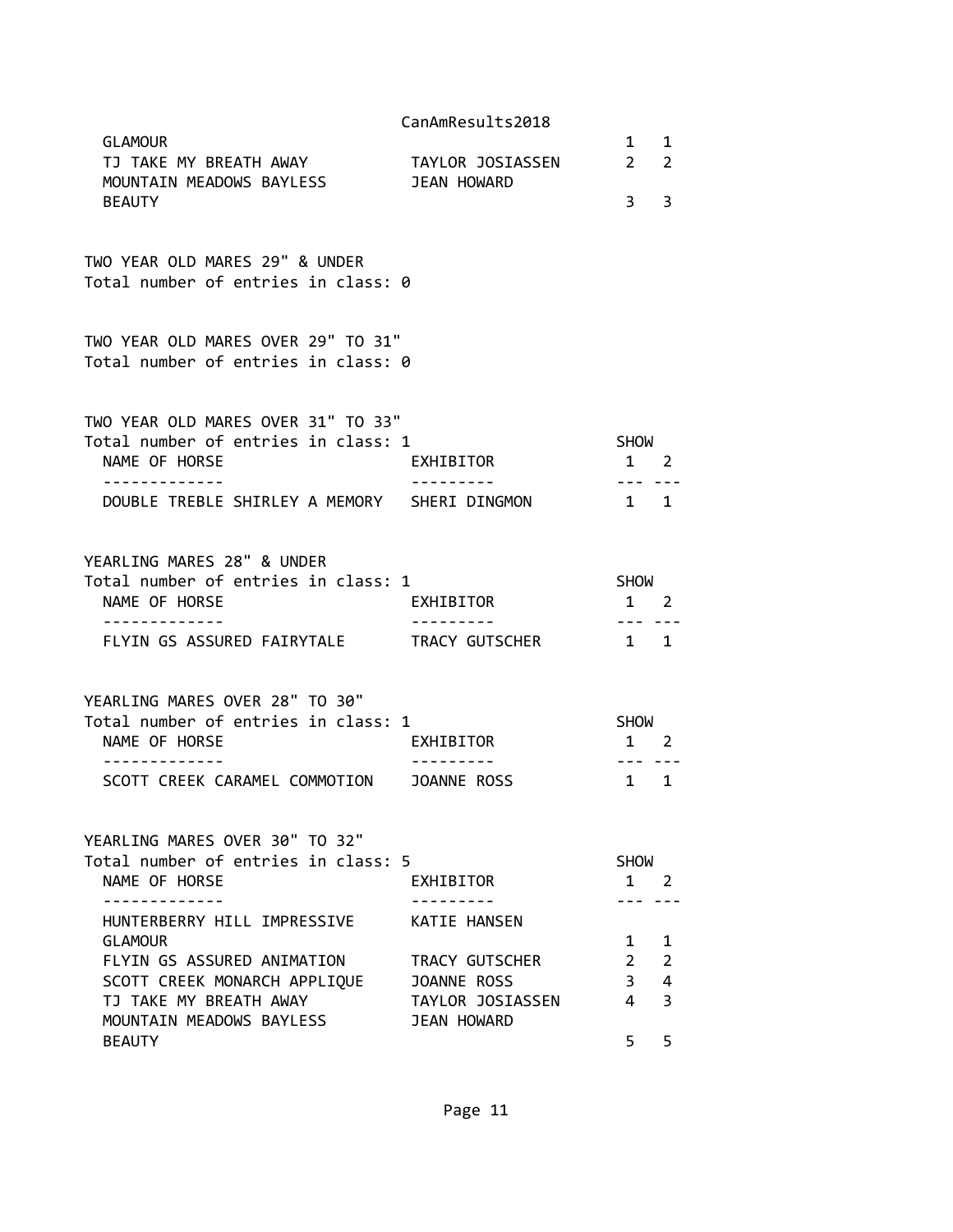| NAME OF HORSE | EXHIBITOR | 1 | 2 |
|---|---|---|---|
| GLAMOUR | | 1 | 1 |
| TJ TAKE MY BREATH AWAY | TAYLOR JOSIASSEN | 2 | 2 |
| MOUNTAIN MEADOWS BAYLESS BEAUTY | JEAN HOWARD | 3 | 3 |

TWO YEAR OLD MARES 29" & UNDER
Total number of entries in class: 0

TWO YEAR OLD MARES OVER 29" TO 31"
Total number of entries in class: 0

TWO YEAR OLD MARES OVER 31" TO 33"
Total number of entries in class: 1

| NAME OF HORSE | EXHIBITOR | SHOW 1 | 2 |
|---|---|---|---|
| DOUBLE TREBLE SHIRLEY A MEMORY | SHERI DINGMON | 1 | 1 |

YEARLING MARES 28" & UNDER
Total number of entries in class: 1

| NAME OF HORSE | EXHIBITOR | SHOW 1 | 2 |
|---|---|---|---|
| FLYIN GS ASSURED FAIRYTALE | TRACY GUTSCHER | 1 | 1 |

YEARLING MARES OVER 28" TO 30"
Total number of entries in class: 1

| NAME OF HORSE | EXHIBITOR | SHOW 1 | 2 |
|---|---|---|---|
| SCOTT CREEK CARAMEL COMMOTION | JOANNE ROSS | 1 | 1 |

YEARLING MARES OVER 30" TO 32"
Total number of entries in class: 5

| NAME OF HORSE | EXHIBITOR | SHOW 1 | 2 |
|---|---|---|---|
| HUNTERBERRY HILL IMPRESSIVE GLAMOUR | KATIE HANSEN | 1 | 1 |
| FLYIN GS ASSURED ANIMATION | TRACY GUTSCHER | 2 | 2 |
| SCOTT CREEK MONARCH APPLIQUE | JOANNE ROSS | 3 | 4 |
| TJ TAKE MY BREATH AWAY | TAYLOR JOSIASSEN | 4 | 3 |
| MOUNTAIN MEADOWS BAYLESS BEAUTY | JEAN HOWARD | 5 | 5 |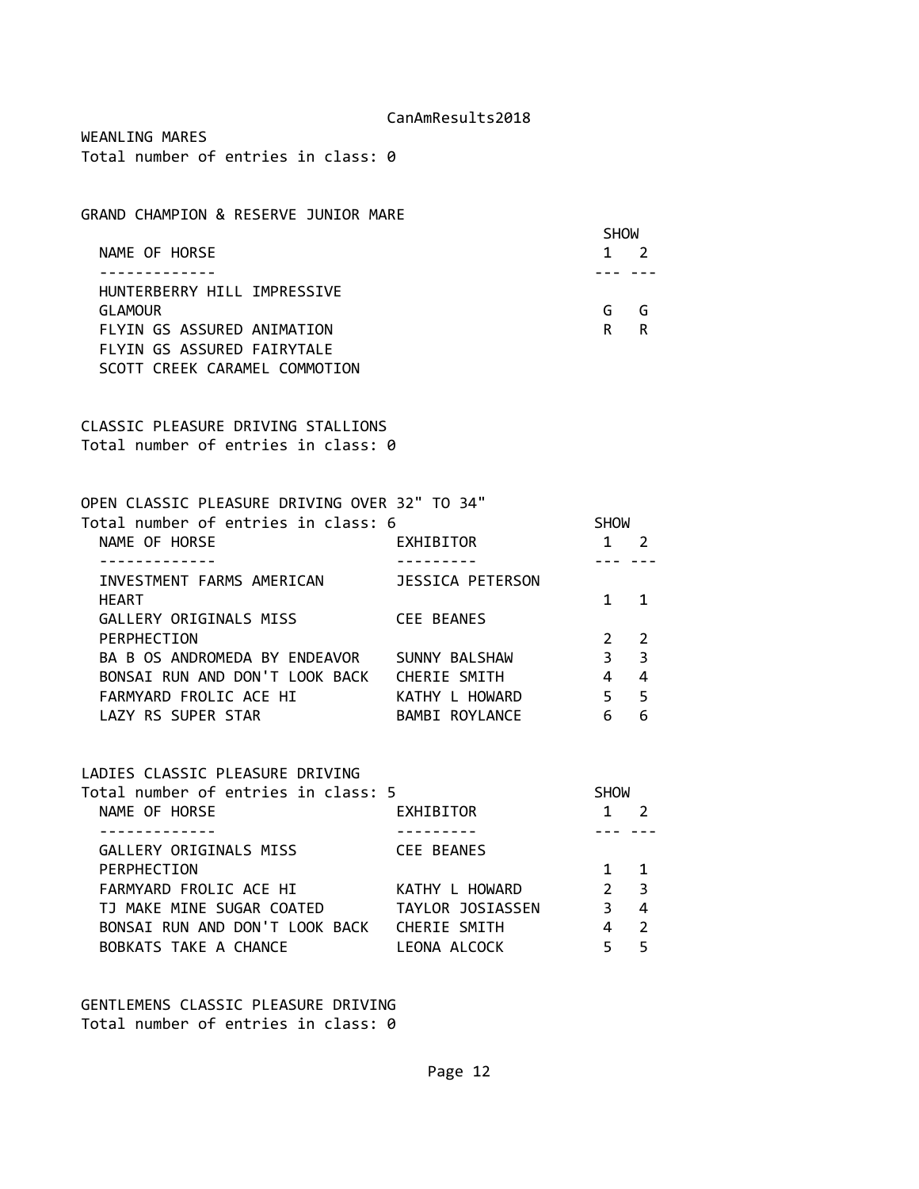WEANLING MARES
Total number of entries in class: 0

GRAND CHAMPION & RESERVE JUNIOR MARE

| NAME OF HORSE | SHOW 1 | SHOW 2 |
|---|---|---|
| HUNTERBERRY HILL IMPRESSIVE GLAMOUR | G | G |
| FLYIN GS ASSURED ANIMATION | R | R |
| FLYIN GS ASSURED FAIRYTALE | | |
| SCOTT CREEK CARAMEL COMMOTION | | |

CLASSIC PLEASURE DRIVING STALLIONS
Total number of entries in class: 0

OPEN CLASSIC PLEASURE DRIVING OVER 32" TO 34"
Total number of entries in class: 6

| NAME OF HORSE | EXHIBITOR | SHOW 1 | SHOW 2 |
|---|---|---|---|
| INVESTMENT FARMS AMERICAN HEART | JESSICA PETERSON | 1 | 1 |
| GALLERY ORIGINALS MISS PERPHECTION | CEE BEANES | 2 | 2 |
| BA B OS ANDROMEDA BY ENDEAVOR | SUNNY BALSHAW | 3 | 3 |
| BONSAI RUN AND DON'T LOOK BACK | CHERIE SMITH | 4 | 4 |
| FARMYARD FROLIC ACE HI | KATHY L HOWARD | 5 | 5 |
| LAZY RS SUPER STAR | BAMBI ROYLANCE | 6 | 6 |

LADIES CLASSIC PLEASURE DRIVING
Total number of entries in class: 5

| NAME OF HORSE | EXHIBITOR | SHOW 1 | SHOW 2 |
|---|---|---|---|
| GALLERY ORIGINALS MISS PERPHECTION | CEE BEANES | 1 | 1 |
| FARMYARD FROLIC ACE HI | KATHY L HOWARD | 2 | 3 |
| TJ MAKE MINE SUGAR COATED | TAYLOR JOSIASSEN | 3 | 4 |
| BONSAI RUN AND DON'T LOOK BACK | CHERIE SMITH | 4 | 2 |
| BOBKATS TAKE A CHANCE | LEONA ALCOCK | 5 | 5 |

GENTLEMENS CLASSIC PLEASURE DRIVING
Total number of entries in class: 0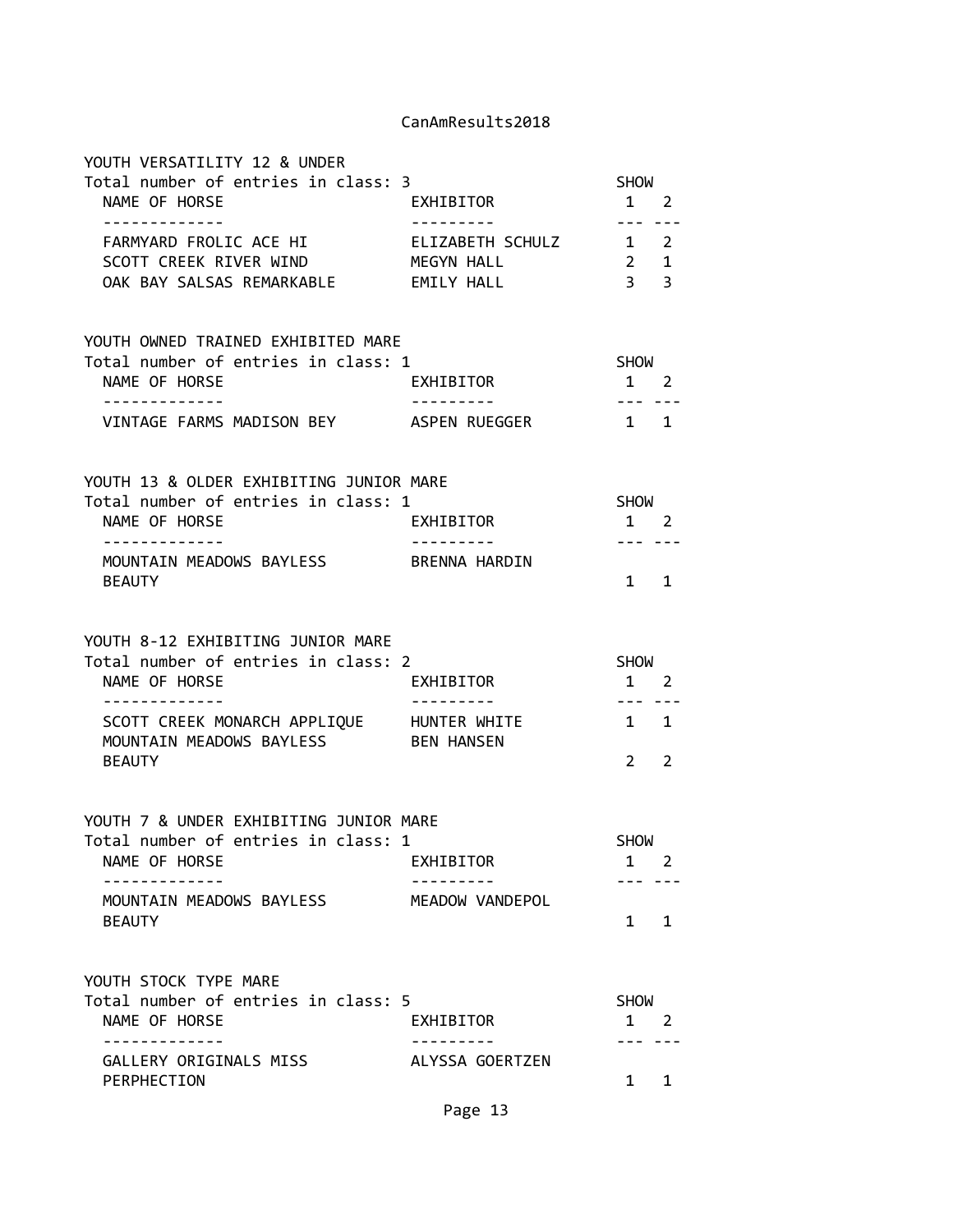YOUTH VERSATILITY 12 & UNDER

Total number of entries in class: 3

| NAME OF HORSE | EXHIBITOR | SHOW 1 | SHOW 2 |
|---|---|---|---|
| FARMYARD FROLIC ACE HI | ELIZABETH SCHULZ | 1 | 2 |
| SCOTT CREEK RIVER WIND | MEGYN HALL | 2 | 1 |
| OAK BAY SALSAS REMARKABLE | EMILY HALL | 3 | 3 |

YOUTH OWNED TRAINED EXHIBITED MARE

Total number of entries in class: 1

| NAME OF HORSE | EXHIBITOR | SHOW 1 | SHOW 2 |
|---|---|---|---|
| VINTAGE FARMS MADISON BEY | ASPEN RUEGGER | 1 | 1 |

YOUTH 13 & OLDER EXHIBITING JUNIOR MARE

Total number of entries in class: 1

| NAME OF HORSE | EXHIBITOR | SHOW 1 | SHOW 2 |
|---|---|---|---|
| MOUNTAIN MEADOWS BAYLESS BEAUTY | BRENNA HARDIN | 1 | 1 |

YOUTH 8-12 EXHIBITING JUNIOR MARE

Total number of entries in class: 2

| NAME OF HORSE | EXHIBITOR | SHOW 1 | SHOW 2 |
|---|---|---|---|
| SCOTT CREEK MONARCH APPLIQUE | HUNTER WHITE | 1 | 1 |
| MOUNTAIN MEADOWS BAYLESS BEAUTY | BEN HANSEN | 2 | 2 |

YOUTH 7 & UNDER EXHIBITING JUNIOR MARE

Total number of entries in class: 1

| NAME OF HORSE | EXHIBITOR | SHOW 1 | SHOW 2 |
|---|---|---|---|
| MOUNTAIN MEADOWS BAYLESS BEAUTY | MEADOW VANDEPOL | 1 | 1 |

YOUTH STOCK TYPE MARE

Total number of entries in class: 5

| NAME OF HORSE | EXHIBITOR | SHOW 1 | SHOW 2 |
|---|---|---|---|
| GALLERY ORIGINALS MISS PERPHECTION | ALYSSA GOERTZEN | 1 | 1 |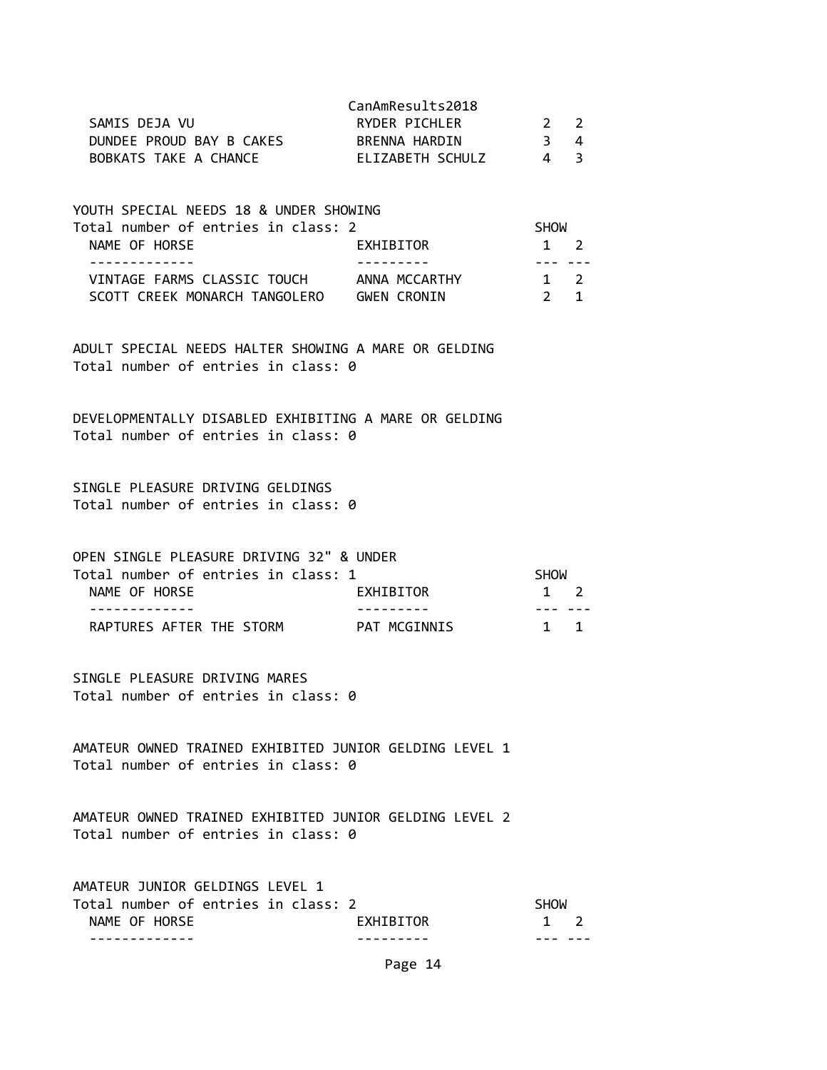| NAME OF HORSE | EXHIBITOR | SHOW 1 | SHOW 2 |
|---|---|---|---|
| SAMIS DEJA VU | RYDER PICHLER | 2 | 2 |
| DUNDEE PROUD BAY B CAKES | BRENNA HARDIN | 3 | 4 |
| BOBKATS TAKE A CHANCE | ELIZABETH SCHULZ | 4 | 3 |

YOUTH SPECIAL NEEDS 18 & UNDER SHOWING
Total number of entries in class: 2

| NAME OF HORSE | EXHIBITOR | SHOW 1 | SHOW 2 |
|---|---|---|---|
| VINTAGE FARMS CLASSIC TOUCH | ANNA MCCARTHY | 1 | 2 |
| SCOTT CREEK MONARCH TANGOLERO | GWEN CRONIN | 2 | 1 |

ADULT SPECIAL NEEDS HALTER SHOWING A MARE OR GELDING
Total number of entries in class: 0

DEVELOPMENTALLY DISABLED EXHIBITING A MARE OR GELDING
Total number of entries in class: 0

SINGLE PLEASURE DRIVING GELDINGS
Total number of entries in class: 0

OPEN SINGLE PLEASURE DRIVING 32" & UNDER
Total number of entries in class: 1

| NAME OF HORSE | EXHIBITOR | SHOW 1 | SHOW 2 |
|---|---|---|---|
| RAPTURES AFTER THE STORM | PAT MCGINNIS | 1 | 1 |

SINGLE PLEASURE DRIVING MARES
Total number of entries in class: 0

AMATEUR OWNED TRAINED EXHIBITED JUNIOR GELDING LEVEL 1
Total number of entries in class: 0

AMATEUR OWNED TRAINED EXHIBITED JUNIOR GELDING LEVEL 2
Total number of entries in class: 0

AMATEUR JUNIOR GELDINGS LEVEL 1
Total number of entries in class: 2

| NAME OF HORSE | EXHIBITOR | SHOW 1 | SHOW 2 |
|---|---|---|---|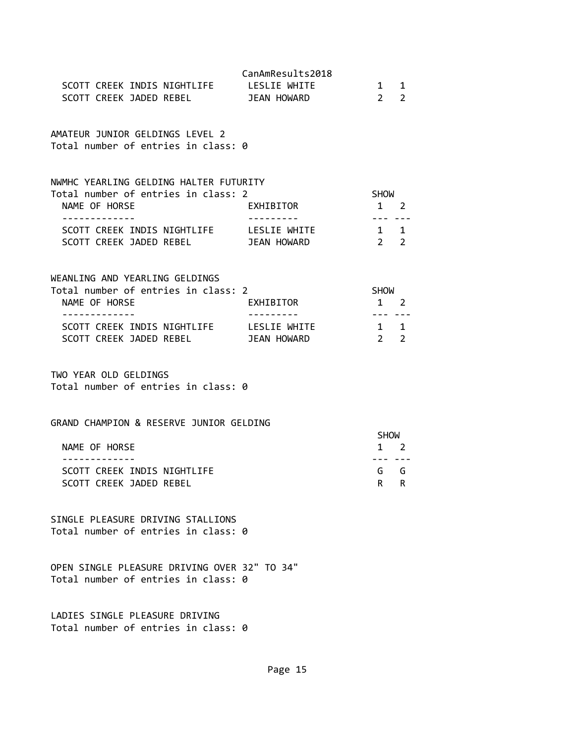| NAME OF HORSE | EXHIBITOR | SHOW 1 | SHOW 2 |
|---|---|---|---|
| SCOTT CREEK INDIS NIGHTLIFE | LESLIE WHITE | 1 | 1 |
| SCOTT CREEK JADED REBEL | JEAN HOWARD | 2 | 2 |

AMATEUR JUNIOR GELDINGS LEVEL 2
Total number of entries in class: 0

NWMHC YEARLING GELDING HALTER FUTURITY
Total number of entries in class: 2

| NAME OF HORSE | EXHIBITOR | SHOW 1 | SHOW 2 |
|---|---|---|---|
| SCOTT CREEK INDIS NIGHTLIFE | LESLIE WHITE | 1 | 1 |
| SCOTT CREEK JADED REBEL | JEAN HOWARD | 2 | 2 |

WEANLING AND YEARLING GELDINGS
Total number of entries in class: 2

| NAME OF HORSE | EXHIBITOR | SHOW 1 | SHOW 2 |
|---|---|---|---|
| SCOTT CREEK INDIS NIGHTLIFE | LESLIE WHITE | 1 | 1 |
| SCOTT CREEK JADED REBEL | JEAN HOWARD | 2 | 2 |

TWO YEAR OLD GELDINGS
Total number of entries in class: 0

GRAND CHAMPION & RESERVE JUNIOR GELDING

| NAME OF HORSE | SHOW 1 | SHOW 2 |
|---|---|---|
| SCOTT CREEK INDIS NIGHTLIFE | G | G |
| SCOTT CREEK JADED REBEL | R | R |

SINGLE PLEASURE DRIVING STALLIONS
Total number of entries in class: 0

OPEN SINGLE PLEASURE DRIVING OVER 32" TO 34"
Total number of entries in class: 0

LADIES SINGLE PLEASURE DRIVING
Total number of entries in class: 0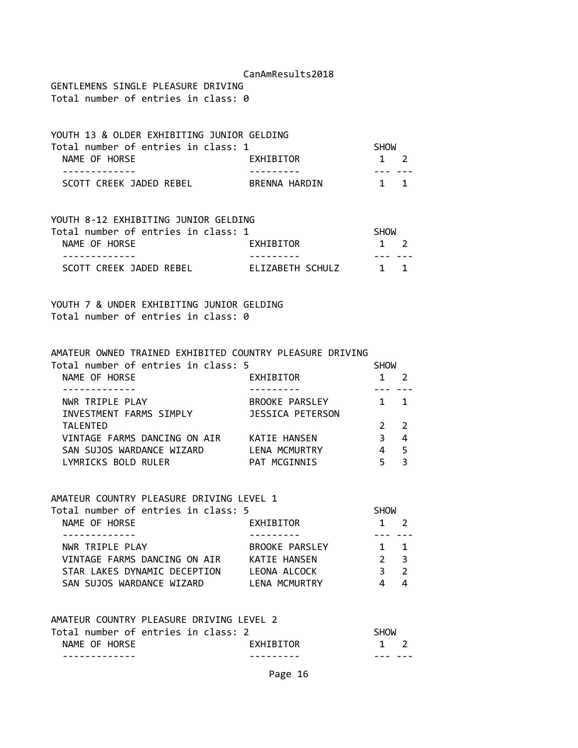GENTLEMENS SINGLE PLEASURE DRIVING

Total number of entries in class: 0

YOUTH 13 & OLDER EXHIBITING JUNIOR GELDING

Total number of entries in class: 1

| NAME OF HORSE | EXHIBITOR | SHOW 1 | 2 |
|---|---|---|---|
| SCOTT CREEK JADED REBEL | BRENNA HARDIN | 1 | 1 |

YOUTH 8-12 EXHIBITING JUNIOR GELDING

Total number of entries in class: 1

| NAME OF HORSE | EXHIBITOR | SHOW 1 | 2 |
|---|---|---|---|
| SCOTT CREEK JADED REBEL | ELIZABETH SCHULZ | 1 | 1 |

YOUTH 7 & UNDER EXHIBITING JUNIOR GELDING

Total number of entries in class: 0

AMATEUR OWNED TRAINED EXHIBITED COUNTRY PLEASURE DRIVING

Total number of entries in class: 5

| NAME OF HORSE | EXHIBITOR | SHOW 1 | 2 |
|---|---|---|---|
| NWR TRIPLE PLAY | BROOKE PARSLEY | 1 | 1 |
| INVESTMENT FARMS SIMPLY TALENTED | JESSICA PETERSON | 2 | 2 |
| VINTAGE FARMS DANCING ON AIR | KATIE HANSEN | 3 | 4 |
| SAN SUJOS WARDANCE WIZARD | LENA MCMURTRY | 4 | 5 |
| LYMRICKS BOLD RULER | PAT MCGINNIS | 5 | 3 |

AMATEUR COUNTRY PLEASURE DRIVING LEVEL 1

Total number of entries in class: 5

| NAME OF HORSE | EXHIBITOR | SHOW 1 | 2 |
|---|---|---|---|
| NWR TRIPLE PLAY | BROOKE PARSLEY | 1 | 1 |
| VINTAGE FARMS DANCING ON AIR | KATIE HANSEN | 2 | 3 |
| STAR LAKES DYNAMIC DECEPTION | LEONA ALCOCK | 3 | 2 |
| SAN SUJOS WARDANCE WIZARD | LENA MCMURTRY | 4 | 4 |

AMATEUR COUNTRY PLEASURE DRIVING LEVEL 2

Total number of entries in class: 2

| NAME OF HORSE | EXHIBITOR | SHOW 1 | 2 |
|---|---|---|---|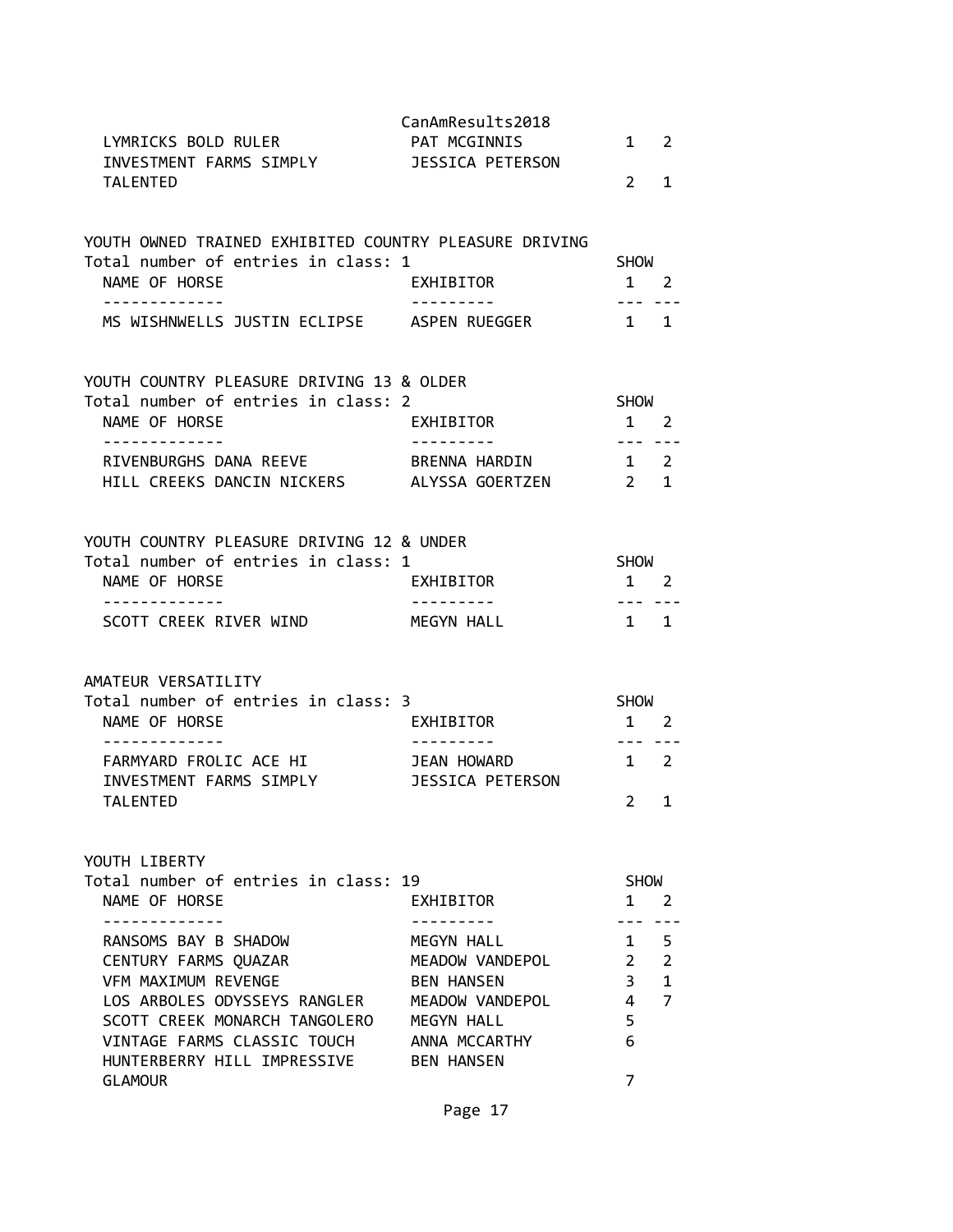| NAME OF HORSE | EXHIBITOR | SHOW 1 | SHOW 2 |
|---|---|---|---|
| LYMRICKS BOLD RULER | PAT MCGINNIS | 1 | 2 |
| INVESTMENT FARMS SIMPLY TALENTED | JESSICA PETERSON | 2 | 1 |

## YOUTH OWNED TRAINED EXHIBITED COUNTRY PLEASURE DRIVING

Total number of entries in class: 1

| NAME OF HORSE | EXHIBITOR | SHOW 1 | SHOW 2 |
|---|---|---|---|
| MS WISHNWELLS JUSTIN ECLIPSE | ASPEN RUEGGER | 1 | 1 |

## YOUTH COUNTRY PLEASURE DRIVING 13 & OLDER

Total number of entries in class: 2

| NAME OF HORSE | EXHIBITOR | SHOW 1 | SHOW 2 |
|---|---|---|---|
| RIVENBURGHS DANA REEVE | BRENNA HARDIN | 1 | 2 |
| HILL CREEKS DANCIN NICKERS | ALYSSA GOERTZEN | 2 | 1 |

## YOUTH COUNTRY PLEASURE DRIVING 12 & UNDER

Total number of entries in class: 1

| NAME OF HORSE | EXHIBITOR | SHOW 1 | SHOW 2 |
|---|---|---|---|
| SCOTT CREEK RIVER WIND | MEGYN HALL | 1 | 1 |

## AMATEUR VERSATILITY

Total number of entries in class: 3

| NAME OF HORSE | EXHIBITOR | SHOW 1 | SHOW 2 |
|---|---|---|---|
| FARMYARD FROLIC ACE HI | JEAN HOWARD | 1 | 2 |
| INVESTMENT FARMS SIMPLY TALENTED | JESSICA PETERSON | 2 | 1 |

## YOUTH LIBERTY

Total number of entries in class: 19

| NAME OF HORSE | EXHIBITOR | SHOW 1 | SHOW 2 |
|---|---|---|---|
| RANSOMS BAY B SHADOW | MEGYN HALL | 1 | 5 |
| CENTURY FARMS QUAZAR | MEADOW VANDEPOL | 2 | 2 |
| VFM MAXIMUM REVENGE | BEN HANSEN | 3 | 1 |
| LOS ARBOLES ODYSSEYS RANGLER | MEADOW VANDEPOL | 4 | 7 |
| SCOTT CREEK MONARCH TANGOLERO | MEGYN HALL | 5 | |
| VINTAGE FARMS CLASSIC TOUCH | ANNA MCCARTHY | 6 | |
| HUNTERBERRY HILL IMPRESSIVE GLAMOUR | BEN HANSEN | 7 | |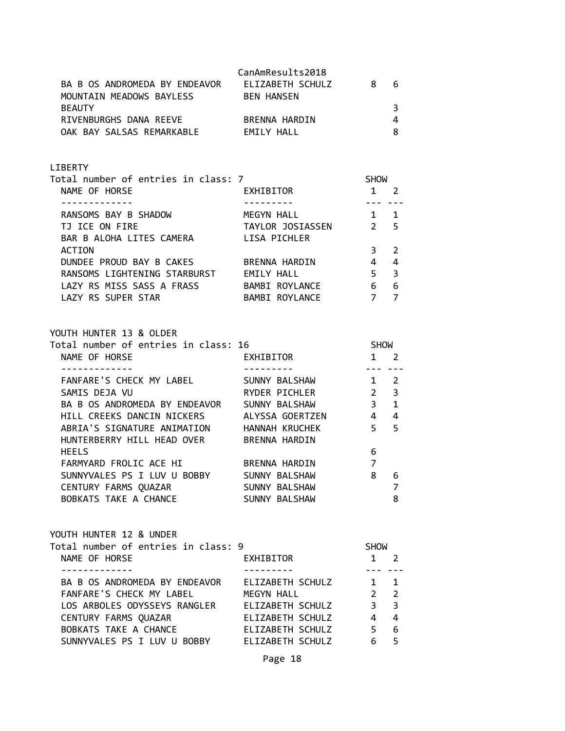| NAME OF HORSE | EXHIBITOR | SHOW 1 | SHOW 2 |
|---|---|---|---|
| BA B OS ANDROMEDA BY ENDEAVOR | ELIZABETH SCHULZ | 8 | 6 |
| MOUNTAIN MEADOWS BAYLESS BEAUTY | BEN HANSEN | | 3 |
| RIVENBURGHS DANA REEVE | BRENNA HARDIN | | 4 |
| OAK BAY SALSAS REMARKABLE | EMILY HALL | | 8 |

## LIBERTY

Total number of entries in class: 7

| NAME OF HORSE | EXHIBITOR | SHOW 1 | SHOW 2 |
|---|---|---|---|
| RANSOMS BAY B SHADOW | MEGYN HALL | 1 | 1 |
| TJ ICE ON FIRE | TAYLOR JOSIASSEN | 2 | 5 |
| BAR B ALOHA LITES CAMERA ACTION | LISA PICHLER | 3 | 2 |
| DUNDEE PROUD BAY B CAKES | BRENNA HARDIN | 4 | 4 |
| RANSOMS LIGHTENING STARBURST | EMILY HALL | 5 | 3 |
| LAZY RS MISS SASS A FRASS | BAMBI ROYLANCE | 6 | 6 |
| LAZY RS SUPER STAR | BAMBI ROYLANCE | 7 | 7 |

## YOUTH HUNTER 13 & OLDER

Total number of entries in class: 16

| NAME OF HORSE | EXHIBITOR | SHOW 1 | SHOW 2 |
|---|---|---|---|
| FANFARE'S CHECK MY LABEL | SUNNY BALSHAW | 1 | 2 |
| SAMIS DEJA VU | RYDER PICHLER | 2 | 3 |
| BA B OS ANDROMEDA BY ENDEAVOR | SUNNY BALSHAW | 3 | 1 |
| HILL CREEKS DANCIN NICKERS | ALYSSA GOERTZEN | 4 | 4 |
| ABRIA'S SIGNATURE ANIMATION | HANNAH KRUCHEK | 5 | 5 |
| HUNTERBERRY HILL HEAD OVER HEELS | BRENNA HARDIN | 6 | |
| FARMYARD FROLIC ACE HI | BRENNA HARDIN | 7 | |
| SUNNYVALES PS I LUV U BOBBY | SUNNY BALSHAW | 8 | 6 |
| CENTURY FARMS QUAZAR | SUNNY BALSHAW | | 7 |
| BOBKATS TAKE A CHANCE | SUNNY BALSHAW | | 8 |

## YOUTH HUNTER 12 & UNDER

Total number of entries in class: 9

| NAME OF HORSE | EXHIBITOR | SHOW 1 | SHOW 2 |
|---|---|---|---|
| BA B OS ANDROMEDA BY ENDEAVOR | ELIZABETH SCHULZ | 1 | 1 |
| FANFARE'S CHECK MY LABEL | MEGYN HALL | 2 | 2 |
| LOS ARBOLES ODYSSEYS RANGLER | ELIZABETH SCHULZ | 3 | 3 |
| CENTURY FARMS QUAZAR | ELIZABETH SCHULZ | 4 | 4 |
| BOBKATS TAKE A CHANCE | ELIZABETH SCHULZ | 5 | 6 |
| SUNNYVALES PS I LUV U BOBBY | ELIZABETH SCHULZ | 6 | 5 |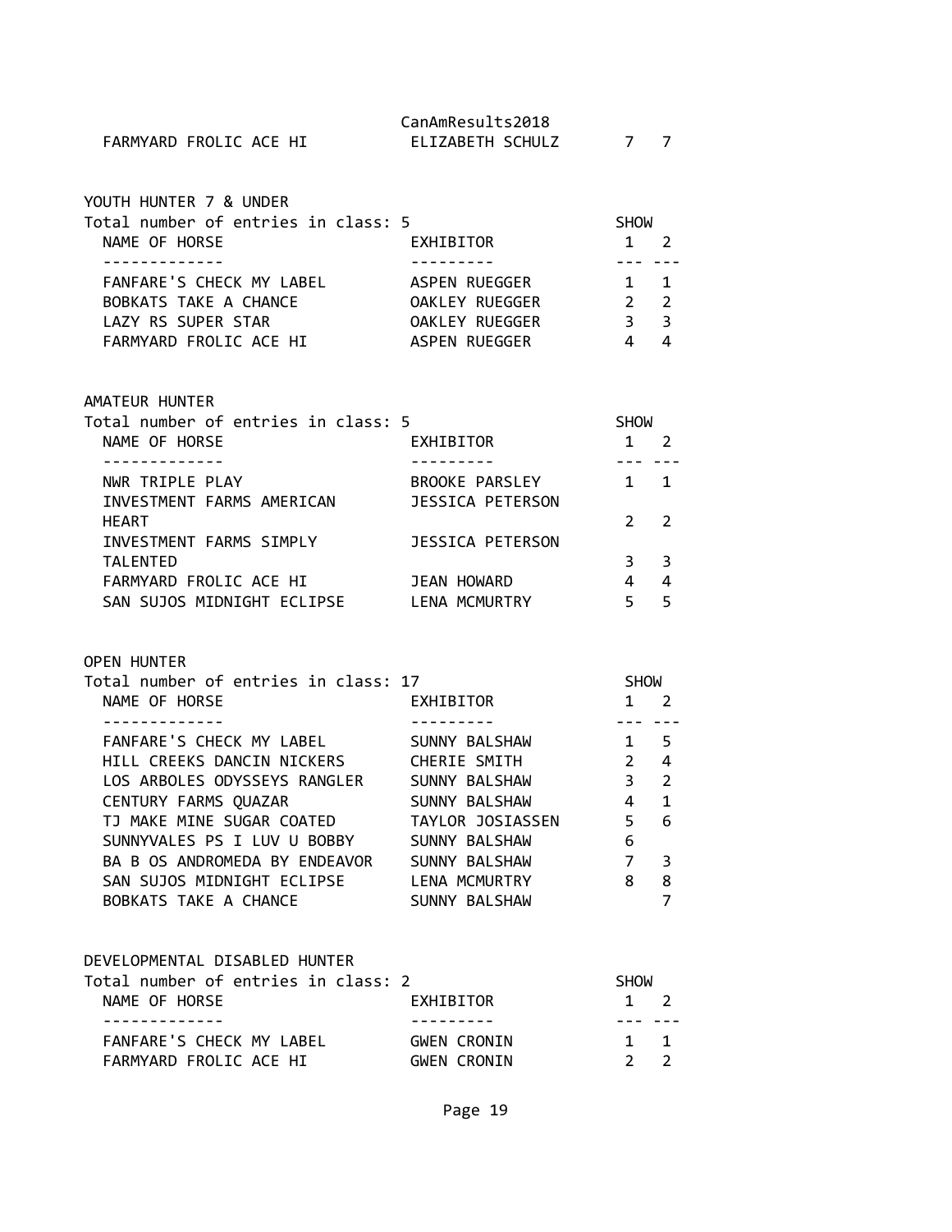| NAME OF HORSE | EXHIBITOR | SHOW 1 | SHOW 2 |
|---|---|---|---|
| FARMYARD FROLIC ACE HI | ELIZABETH SCHULZ | 7 | 7 |

## YOUTH HUNTER 7 & UNDER

Total number of entries in class: 5

| NAME OF HORSE | EXHIBITOR | SHOW 1 | SHOW 2 |
|---|---|---|---|
| FANFARE'S CHECK MY LABEL | ASPEN RUEGGER | 1 | 1 |
| BOBKATS TAKE A CHANCE | OAKLEY RUEGGER | 2 | 2 |
| LAZY RS SUPER STAR | OAKLEY RUEGGER | 3 | 3 |
| FARMYARD FROLIC ACE HI | ASPEN RUEGGER | 4 | 4 |

## AMATEUR HUNTER

Total number of entries in class: 5

| NAME OF HORSE | EXHIBITOR | SHOW 1 | SHOW 2 |
|---|---|---|---|
| NWR TRIPLE PLAY | BROOKE PARSLEY | 1 | 1 |
| INVESTMENT FARMS AMERICAN HEART | JESSICA PETERSON | 2 | 2 |
| INVESTMENT FARMS SIMPLY TALENTED | JESSICA PETERSON | 3 | 3 |
| FARMYARD FROLIC ACE HI | JEAN HOWARD | 4 | 4 |
| SAN SUJOS MIDNIGHT ECLIPSE | LENA MCMURTRY | 5 | 5 |

## OPEN HUNTER

Total number of entries in class: 17

| NAME OF HORSE | EXHIBITOR | SHOW 1 | SHOW 2 |
|---|---|---|---|
| FANFARE'S CHECK MY LABEL | SUNNY BALSHAW | 1 | 5 |
| HILL CREEKS DANCIN NICKERS | CHERIE SMITH | 2 | 4 |
| LOS ARBOLES ODYSSEYS RANGLER | SUNNY BALSHAW | 3 | 2 |
| CENTURY FARMS QUAZAR | SUNNY BALSHAW | 4 | 1 |
| TJ MAKE MINE SUGAR COATED | TAYLOR JOSIASSEN | 5 | 6 |
| SUNNYVALES PS I LUV U BOBBY | SUNNY BALSHAW | 6 | |
| BA B OS ANDROMEDA BY ENDEAVOR | SUNNY BALSHAW | 7 | 3 |
| SAN SUJOS MIDNIGHT ECLIPSE | LENA MCMURTRY | 8 | 8 |
| BOBKATS TAKE A CHANCE | SUNNY BALSHAW | | 7 |

## DEVELOPMENTAL DISABLED HUNTER

Total number of entries in class: 2

| NAME OF HORSE | EXHIBITOR | SHOW 1 | SHOW 2 |
|---|---|---|---|
| FANFARE'S CHECK MY LABEL | GWEN CRONIN | 1 | 1 |
| FARMYARD FROLIC ACE HI | GWEN CRONIN | 2 | 2 |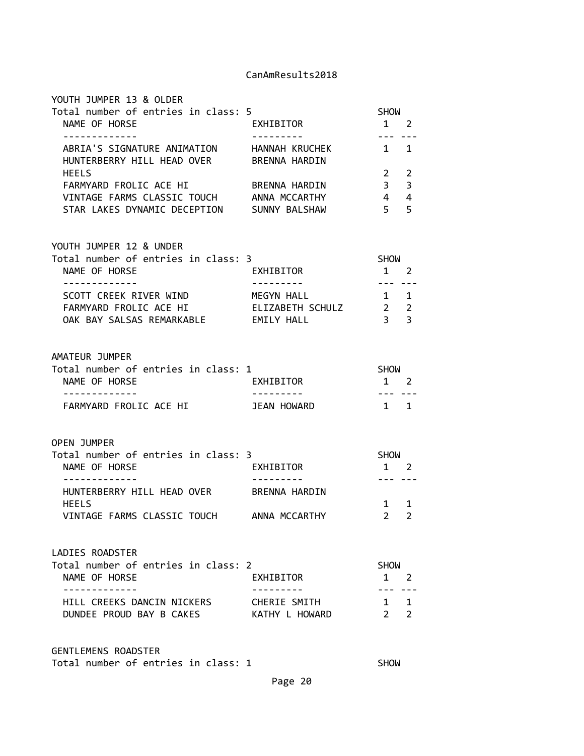YOUTH JUMPER 13 & OLDER
Total number of entries in class: 5

| NAME OF HORSE | EXHIBITOR | SHOW 1 | 2 |
|---|---|---|---|
| ABRIA'S SIGNATURE ANIMATION | HANNAH KRUCHEK | 1 | 1 |
| HUNTERBERRY HILL HEAD OVER HEELS | BRENNA HARDIN | 2 | 2 |
| FARMYARD FROLIC ACE HI | BRENNA HARDIN | 3 | 3 |
| VINTAGE FARMS CLASSIC TOUCH | ANNA MCCARTHY | 4 | 4 |
| STAR LAKES DYNAMIC DECEPTION | SUNNY BALSHAW | 5 | 5 |

YOUTH JUMPER 12 & UNDER
Total number of entries in class: 3

| NAME OF HORSE | EXHIBITOR | SHOW 1 | 2 |
|---|---|---|---|
| SCOTT CREEK RIVER WIND | MEGYN HALL | 1 | 1 |
| FARMYARD FROLIC ACE HI | ELIZABETH SCHULZ | 2 | 2 |
| OAK BAY SALSAS REMARKABLE | EMILY HALL | 3 | 3 |

AMATEUR JUMPER
Total number of entries in class: 1

| NAME OF HORSE | EXHIBITOR | SHOW 1 | 2 |
|---|---|---|---|
| FARMYARD FROLIC ACE HI | JEAN HOWARD | 1 | 1 |

OPEN JUMPER
Total number of entries in class: 3

| NAME OF HORSE | EXHIBITOR | SHOW 1 | 2 |
|---|---|---|---|
| HUNTERBERRY HILL HEAD OVER HEELS | BRENNA HARDIN | 1 | 1 |
| VINTAGE FARMS CLASSIC TOUCH | ANNA MCCARTHY | 2 | 2 |

LADIES ROADSTER
Total number of entries in class: 2

| NAME OF HORSE | EXHIBITOR | SHOW 1 | 2 |
|---|---|---|---|
| HILL CREEKS DANCIN NICKERS | CHERIE SMITH | 1 | 1 |
| DUNDEE PROUD BAY B CAKES | KATHY L HOWARD | 2 | 2 |

GENTLEMENS ROADSTER
Total number of entries in class: 1 SHOW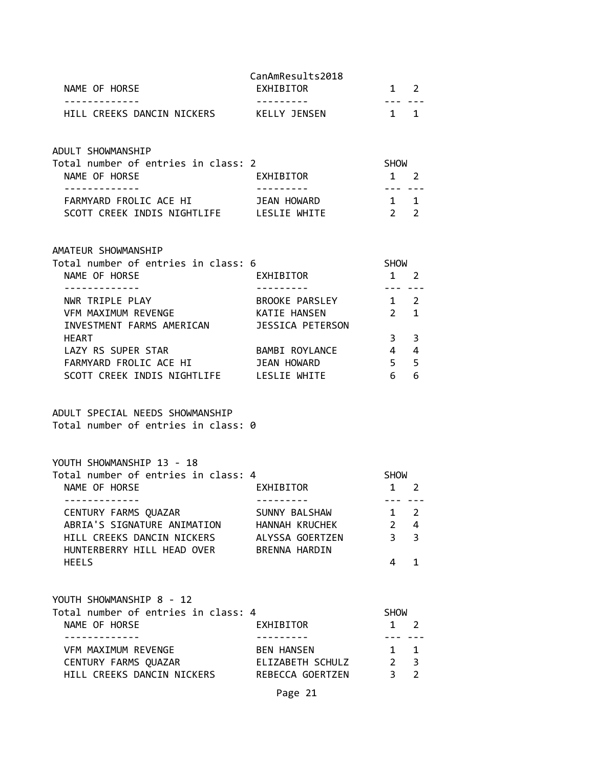| NAME OF HORSE | EXHIBITOR | 1 | 2 |
|---|---|---|---|
| HILL CREEKS DANCIN NICKERS | KELLY JENSEN | 1 | 1 |

## ADULT SHOWMANSHIP

Total number of entries in class: 2

| NAME OF HORSE | EXHIBITOR | SHOW 1 | 2 |
|---|---|---|---|
| FARMYARD FROLIC ACE HI | JEAN HOWARD | 1 | 1 |
| SCOTT CREEK INDIS NIGHTLIFE | LESLIE WHITE | 2 | 2 |

## AMATEUR SHOWMANSHIP

Total number of entries in class: 6

| NAME OF HORSE | EXHIBITOR | SHOW 1 | 2 |
|---|---|---|---|
| NWR TRIPLE PLAY | BROOKE PARSLEY | 1 | 2 |
| VFM MAXIMUM REVENGE | KATIE HANSEN | 2 | 1 |
| INVESTMENT FARMS AMERICAN HEART | JESSICA PETERSON | 3 | 3 |
| LAZY RS SUPER STAR | BAMBI ROYLANCE | 4 | 4 |
| FARMYARD FROLIC ACE HI | JEAN HOWARD | 5 | 5 |
| SCOTT CREEK INDIS NIGHTLIFE | LESLIE WHITE | 6 | 6 |

## ADULT SPECIAL NEEDS SHOWMANSHIP

Total number of entries in class: 0

## YOUTH SHOWMANSHIP 13 - 18

Total number of entries in class: 4

| NAME OF HORSE | EXHIBITOR | SHOW 1 | 2 |
|---|---|---|---|
| CENTURY FARMS QUAZAR | SUNNY BALSHAW | 1 | 2 |
| ABRIA'S SIGNATURE ANIMATION | HANNAH KRUCHEK | 2 | 4 |
| HILL CREEKS DANCIN NICKERS | ALYSSA GOERTZEN | 3 | 3 |
| HUNTERBERRY HILL HEAD OVER HEELS | BRENNA HARDIN | 4 | 1 |

## YOUTH SHOWMANSHIP 8 - 12

Total number of entries in class: 4

| NAME OF HORSE | EXHIBITOR | SHOW 1 | 2 |
|---|---|---|---|
| VFM MAXIMUM REVENGE | BEN HANSEN | 1 | 1 |
| CENTURY FARMS QUAZAR | ELIZABETH SCHULZ | 2 | 3 |
| HILL CREEKS DANCIN NICKERS | REBECCA GOERTZEN | 3 | 2 |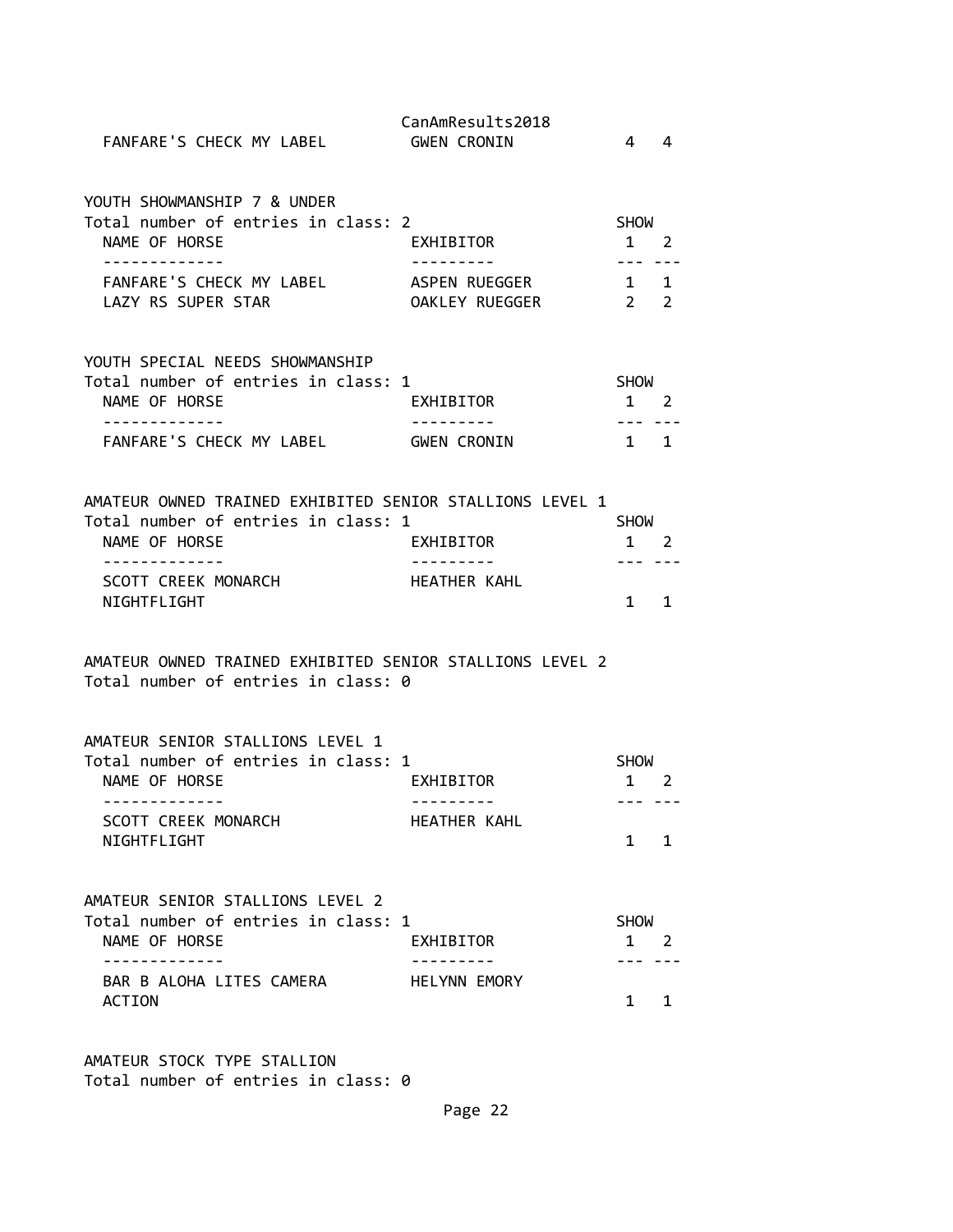| | | | |
|---|---|---|---|
| FANFARE'S CHECK MY LABEL | GWEN CRONIN | 4 | 4 |

YOUTH SHOWMANSHIP 7 & UNDER
Total number of entries in class: 2

| NAME OF HORSE | EXHIBITOR | SHOW 1 | 2 |
|---|---|---|---|
| FANFARE'S CHECK MY LABEL | ASPEN RUEGGER | 1 | 1 |
| LAZY RS SUPER STAR | OAKLEY RUEGGER | 2 | 2 |

YOUTH SPECIAL NEEDS SHOWMANSHIP
Total number of entries in class: 1

| NAME OF HORSE | EXHIBITOR | SHOW 1 | 2 |
|---|---|---|---|
| FANFARE'S CHECK MY LABEL | GWEN CRONIN | 1 | 1 |

AMATEUR OWNED TRAINED EXHIBITED SENIOR STALLIONS LEVEL 1
Total number of entries in class: 1

| NAME OF HORSE | EXHIBITOR | SHOW 1 | 2 |
|---|---|---|---|
| SCOTT CREEK MONARCH NIGHTFLIGHT | HEATHER KAHL | 1 | 1 |

AMATEUR OWNED TRAINED EXHIBITED SENIOR STALLIONS LEVEL 2
Total number of entries in class: 0

AMATEUR SENIOR STALLIONS LEVEL 1
Total number of entries in class: 1

| NAME OF HORSE | EXHIBITOR | SHOW 1 | 2 |
|---|---|---|---|
| SCOTT CREEK MONARCH NIGHTFLIGHT | HEATHER KAHL | 1 | 1 |

AMATEUR SENIOR STALLIONS LEVEL 2
Total number of entries in class: 1

| NAME OF HORSE | EXHIBITOR | SHOW 1 | 2 |
|---|---|---|---|
| BAR B ALOHA LITES CAMERA ACTION | HELYNN EMORY | 1 | 1 |

AMATEUR STOCK TYPE STALLION
Total number of entries in class: 0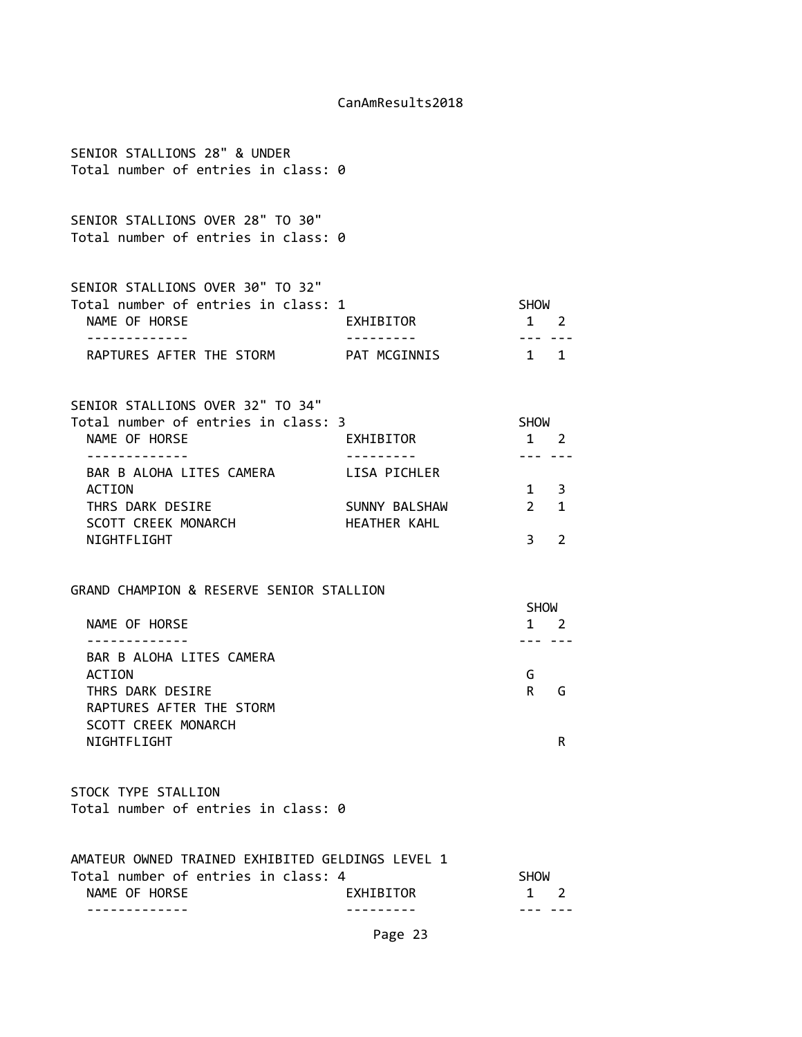SENIOR STALLIONS 28" & UNDER
Total number of entries in class: 0

SENIOR STALLIONS OVER 28" TO 30"
Total number of entries in class: 0

SENIOR STALLIONS OVER 30" TO 32"
Total number of entries in class: 1

| NAME OF HORSE | EXHIBITOR | SHOW 1 | SHOW 2 |
|---|---|---|---|
| RAPTURES AFTER THE STORM | PAT MCGINNIS | 1 | 1 |

SENIOR STALLIONS OVER 32" TO 34"
Total number of entries in class: 3

| NAME OF HORSE | EXHIBITOR | SHOW 1 | SHOW 2 |
|---|---|---|---|
| BAR B ALOHA LITES CAMERA ACTION | LISA PICHLER | 1 | 3 |
| THRS DARK DESIRE | SUNNY BALSHAW | 2 | 1 |
| SCOTT CREEK MONARCH NIGHTFLIGHT | HEATHER KAHL | 3 | 2 |

GRAND CHAMPION & RESERVE SENIOR STALLION

| NAME OF HORSE | SHOW 1 | SHOW 2 |
|---|---|---|
| BAR B ALOHA LITES CAMERA ACTION | G | |
| THRS DARK DESIRE | R | G |
| RAPTURES AFTER THE STORM | | |
| SCOTT CREEK MONARCH NIGHTFLIGHT | | R |

STOCK TYPE STALLION
Total number of entries in class: 0

AMATEUR OWNED TRAINED EXHIBITED GELDINGS LEVEL 1
Total number of entries in class: 4

| NAME OF HORSE | EXHIBITOR | SHOW 1 | SHOW 2 |
|---|---|---|---|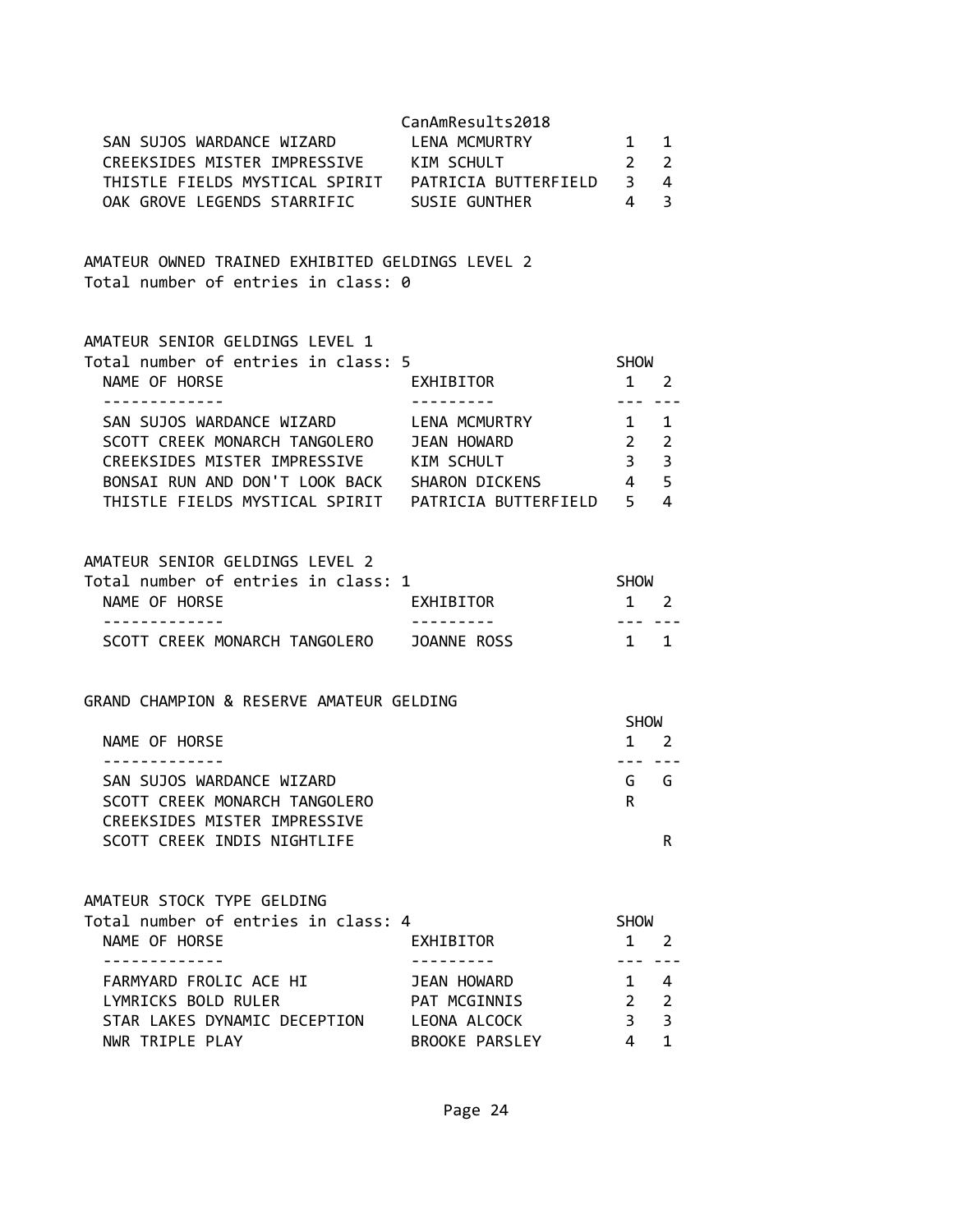| NAME OF HORSE | EXHIBITOR | SHOW 1 | SHOW 2 |
|---|---|---|---|
| SAN SUJOS WARDANCE WIZARD | LENA MCMURTRY | 1 | 1 |
| CREEKSIDES MISTER IMPRESSIVE | KIM SCHULT | 2 | 2 |
| THISTLE FIELDS MYSTICAL SPIRIT | PATRICIA BUTTERFIELD | 3 | 4 |
| OAK GROVE LEGENDS STARRIFIC | SUSIE GUNTHER | 4 | 3 |

## AMATEUR OWNED TRAINED EXHIBITED GELDINGS LEVEL 2

Total number of entries in class: 0

## AMATEUR SENIOR GELDINGS LEVEL 1

Total number of entries in class: 5

| NAME OF HORSE | EXHIBITOR | SHOW 1 | SHOW 2 |
|---|---|---|---|
| SAN SUJOS WARDANCE WIZARD | LENA MCMURTRY | 1 | 1 |
| SCOTT CREEK MONARCH TANGOLERO | JEAN HOWARD | 2 | 2 |
| CREEKSIDES MISTER IMPRESSIVE | KIM SCHULT | 3 | 3 |
| BONSAI RUN AND DON'T LOOK BACK | SHARON DICKENS | 4 | 5 |
| THISTLE FIELDS MYSTICAL SPIRIT | PATRICIA BUTTERFIELD | 5 | 4 |

## AMATEUR SENIOR GELDINGS LEVEL 2

Total number of entries in class: 1

| NAME OF HORSE | EXHIBITOR | SHOW 1 | SHOW 2 |
|---|---|---|---|
| SCOTT CREEK MONARCH TANGOLERO | JOANNE ROSS | 1 | 1 |

## GRAND CHAMPION & RESERVE AMATEUR GELDING

| NAME OF HORSE | SHOW 1 | SHOW 2 |
|---|---|---|
| SAN SUJOS WARDANCE WIZARD | G | G |
| SCOTT CREEK MONARCH TANGOLERO | R | |
| CREEKSIDES MISTER IMPRESSIVE | | |
| SCOTT CREEK INDIS NIGHTLIFE | | R |

## AMATEUR STOCK TYPE GELDING

Total number of entries in class: 4

| NAME OF HORSE | EXHIBITOR | SHOW 1 | SHOW 2 |
|---|---|---|---|
| FARMYARD FROLIC ACE HI | JEAN HOWARD | 1 | 4 |
| LYMRICKS BOLD RULER | PAT MCGINNIS | 2 | 2 |
| STAR LAKES DYNAMIC DECEPTION | LEONA ALCOCK | 3 | 3 |
| NWR TRIPLE PLAY | BROOKE PARSLEY | 4 | 1 |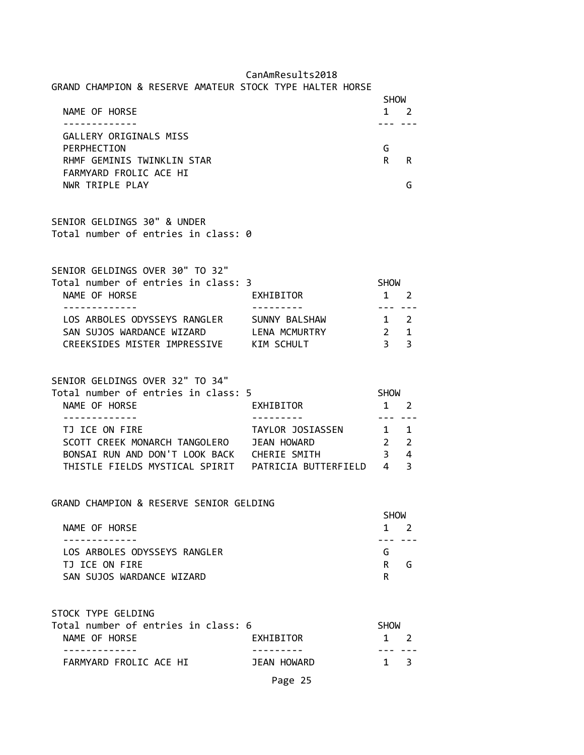## GRAND CHAMPION & RESERVE AMATEUR STOCK TYPE HALTER HORSE

| NAME OF HORSE | SHOW 1 | SHOW 2 |
|---|---|---|
| GALLERY ORIGINALS MISS PERPHECTION | G | |
| RHMF GEMINIS TWINKLIN STAR | R | R |
| FARMYARD FROLIC ACE HI NWR TRIPLE PLAY | | G |

## SENIOR GELDINGS 30" & UNDER

Total number of entries in class: 0

## SENIOR GELDINGS OVER 30" TO 32"

Total number of entries in class: 3

| NAME OF HORSE | EXHIBITOR | SHOW 1 | SHOW 2 |
|---|---|---|---|
| LOS ARBOLES ODYSSEYS RANGLER | SUNNY BALSHAW | 1 | 2 |
| SAN SUJOS WARDANCE WIZARD | LENA MCMURTRY | 2 | 1 |
| CREEKSIDES MISTER IMPRESSIVE | KIM SCHULT | 3 | 3 |

## SENIOR GELDINGS OVER 32" TO 34"

Total number of entries in class: 5

| NAME OF HORSE | EXHIBITOR | SHOW 1 | SHOW 2 |
|---|---|---|---|
| TJ ICE ON FIRE | TAYLOR JOSIASSEN | 1 | 1 |
| SCOTT CREEK MONARCH TANGOLERO | JEAN HOWARD | 2 | 2 |
| BONSAI RUN AND DON'T LOOK BACK | CHERIE SMITH | 3 | 4 |
| THISTLE FIELDS MYSTICAL SPIRIT | PATRICIA BUTTERFIELD | 4 | 3 |

## GRAND CHAMPION & RESERVE SENIOR GELDING

| NAME OF HORSE | SHOW 1 | SHOW 2 |
|---|---|---|
| LOS ARBOLES ODYSSEYS RANGLER | G | |
| TJ ICE ON FIRE | R | G |
| SAN SUJOS WARDANCE WIZARD | | R |

## STOCK TYPE GELDING

Total number of entries in class: 6

| NAME OF HORSE | EXHIBITOR | SHOW 1 | SHOW 2 |
|---|---|---|---|
| FARMYARD FROLIC ACE HI | JEAN HOWARD | 1 | 3 |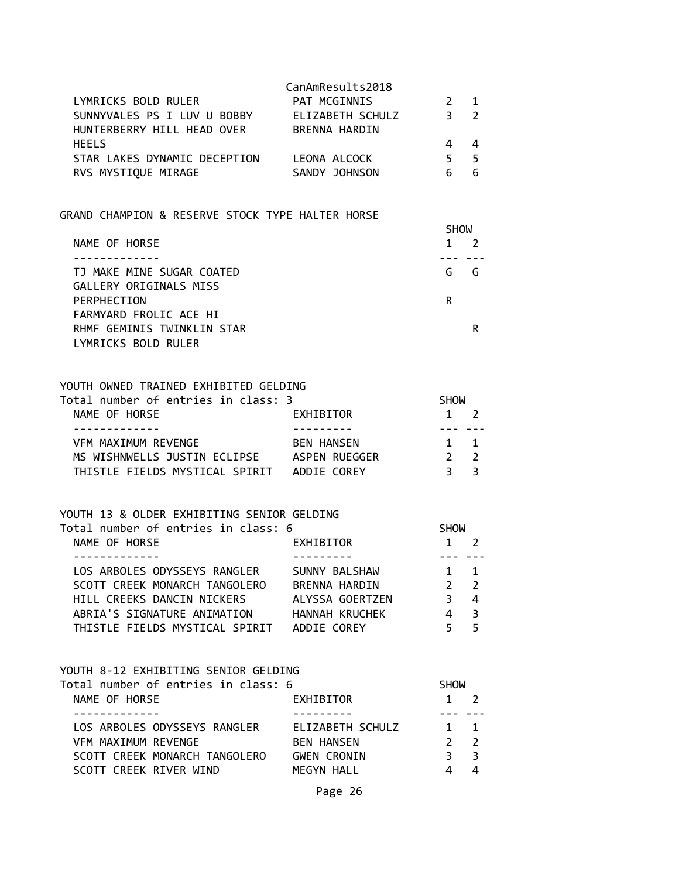| NAME OF HORSE | EXHIBITOR | SHOW 1 | SHOW 2 |
|---|---|---|---|
| LYMRICKS BOLD RULER | PAT MCGINNIS | 2 | 1 |
| SUNNYVALES PS I LUV U BOBBY | ELIZABETH SCHULZ | 3 | 2 |
| HUNTERBERRY HILL HEAD OVER HEELS | BRENNA HARDIN | 4 | 4 |
| STAR LAKES DYNAMIC DECEPTION | LEONA ALCOCK | 5 | 5 |
| RVS MYSTIQUE MIRAGE | SANDY JOHNSON | 6 | 6 |

## GRAND CHAMPION & RESERVE STOCK TYPE HALTER HORSE

| NAME OF HORSE | SHOW 1 | SHOW 2 |
|---|---|---|
| TJ MAKE MINE SUGAR COATED | G | G |
| GALLERY ORIGINALS MISS PERPHECTION | R | |
| FARMYARD FROLIC ACE HI | | |
| RHMF GEMINIS TWINKLIN STAR | | R |
| LYMRICKS BOLD RULER | | |

## YOUTH OWNED TRAINED EXHIBITED GELDING

Total number of entries in class: 3

| NAME OF HORSE | EXHIBITOR | SHOW 1 | SHOW 2 |
|---|---|---|---|
| VFM MAXIMUM REVENGE | BEN HANSEN | 1 | 1 |
| MS WISHNWELLS JUSTIN ECLIPSE | ASPEN RUEGGER | 2 | 2 |
| THISTLE FIELDS MYSTICAL SPIRIT | ADDIE COREY | 3 | 3 |

## YOUTH 13 & OLDER EXHIBITING SENIOR GELDING

Total number of entries in class: 6

| NAME OF HORSE | EXHIBITOR | SHOW 1 | SHOW 2 |
|---|---|---|---|
| LOS ARBOLES ODYSSEYS RANGLER | SUNNY BALSHAW | 1 | 1 |
| SCOTT CREEK MONARCH TANGOLERO | BRENNA HARDIN | 2 | 2 |
| HILL CREEKS DANCIN NICKERS | ALYSSA GOERTZEN | 3 | 4 |
| ABRIA'S SIGNATURE ANIMATION | HANNAH KRUCHEK | 4 | 3 |
| THISTLE FIELDS MYSTICAL SPIRIT | ADDIE COREY | 5 | 5 |

## YOUTH 8-12 EXHIBITING SENIOR GELDING

Total number of entries in class: 6

| NAME OF HORSE | EXHIBITOR | SHOW 1 | SHOW 2 |
|---|---|---|---|
| LOS ARBOLES ODYSSEYS RANGLER | ELIZABETH SCHULZ | 1 | 1 |
| VFM MAXIMUM REVENGE | BEN HANSEN | 2 | 2 |
| SCOTT CREEK MONARCH TANGOLERO | GWEN CRONIN | 3 | 3 |
| SCOTT CREEK RIVER WIND | MEGYN HALL | 4 | 4 |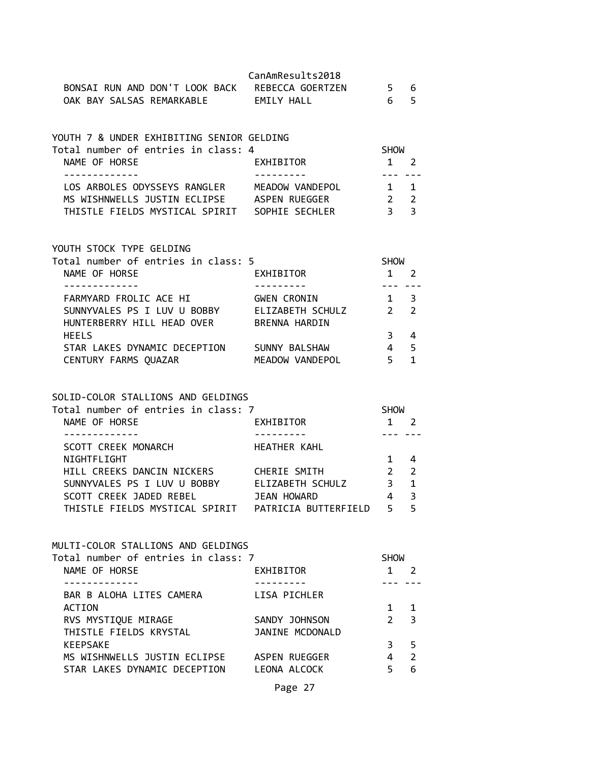| NAME OF HORSE | EXHIBITOR | SHOW 1 | SHOW 2 |
|---|---|---|---|
| BONSAI RUN AND DON'T LOOK BACK | REBECCA GOERTZEN | 5 | 6 |
| OAK BAY SALSAS REMARKABLE | EMILY HALL | 6 | 5 |

## YOUTH 7 & UNDER EXHIBITING SENIOR GELDING

Total number of entries in class: 4

| NAME OF HORSE | EXHIBITOR | SHOW 1 | SHOW 2 |
|---|---|---|---|
| LOS ARBOLES ODYSSEYS RANGLER | MEADOW VANDEPOL | 1 | 1 |
| MS WISHNWELLS JUSTIN ECLIPSE | ASPEN RUEGGER | 2 | 2 |
| THISTLE FIELDS MYSTICAL SPIRIT | SOPHIE SECHLER | 3 | 3 |

## YOUTH STOCK TYPE GELDING

Total number of entries in class: 5

| NAME OF HORSE | EXHIBITOR | SHOW 1 | SHOW 2 |
|---|---|---|---|
| FARMYARD FROLIC ACE HI | GWEN CRONIN | 1 | 3 |
| SUNNYVALES PS I LUV U BOBBY | ELIZABETH SCHULZ | 2 | 2 |
| HUNTERBERRY HILL HEAD OVER HEELS | BRENNA HARDIN | 3 | 4 |
| STAR LAKES DYNAMIC DECEPTION | SUNNY BALSHAW | 4 | 5 |
| CENTURY FARMS QUAZAR | MEADOW VANDEPOL | 5 | 1 |

## SOLID-COLOR STALLIONS AND GELDINGS

Total number of entries in class: 7

| NAME OF HORSE | EXHIBITOR | SHOW 1 | SHOW 2 |
|---|---|---|---|
| SCOTT CREEK MONARCH NIGHTFLIGHT | HEATHER KAHL | 1 | 4 |
| HILL CREEKS DANCIN NICKERS | CHERIE SMITH | 2 | 2 |
| SUNNYVALES PS I LUV U BOBBY | ELIZABETH SCHULZ | 3 | 1 |
| SCOTT CREEK JADED REBEL | JEAN HOWARD | 4 | 3 |
| THISTLE FIELDS MYSTICAL SPIRIT | PATRICIA BUTTERFIELD | 5 | 5 |

## MULTI-COLOR STALLIONS AND GELDINGS

Total number of entries in class: 7

| NAME OF HORSE | EXHIBITOR | SHOW 1 | SHOW 2 |
|---|---|---|---|
| BAR B ALOHA LITES CAMERA ACTION | LISA PICHLER | 1 | 1 |
| RVS MYSTIQUE MIRAGE | SANDY JOHNSON | 2 | 3 |
| THISTLE FIELDS KRYSTAL KEEPSAKE | JANINE MCDONALD | 3 | 5 |
| MS WISHNWELLS JUSTIN ECLIPSE | ASPEN RUEGGER | 4 | 2 |
| STAR LAKES DYNAMIC DECEPTION | LEONA ALCOCK | 5 | 6 |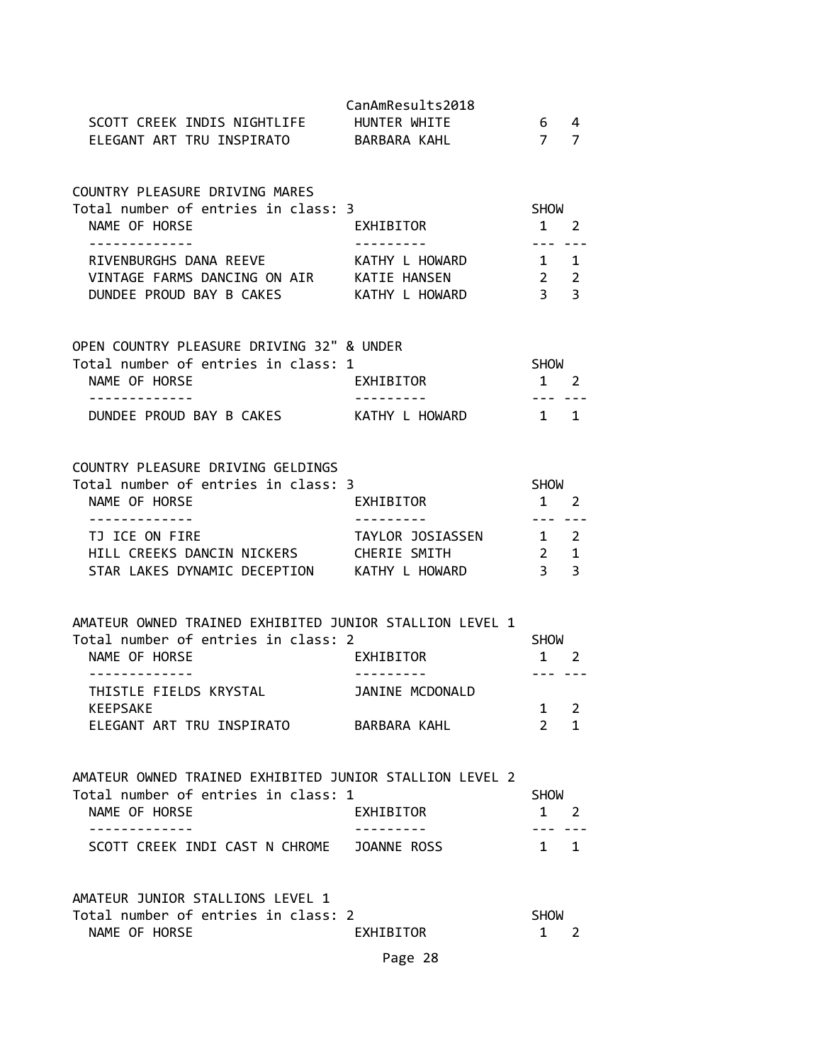| NAME OF HORSE | EXHIBITOR | SHOW 1 | SHOW 2 |
| --- | --- | --- | --- |
| SCOTT CREEK INDIS NIGHTLIFE | HUNTER WHITE | 6 | 4 |
| ELEGANT ART TRU INSPIRATO | BARBARA KAHL | 7 | 7 |

COUNTRY PLEASURE DRIVING MARES

Total number of entries in class: 3

| NAME OF HORSE | EXHIBITOR | SHOW 1 | SHOW 2 |
| --- | --- | --- | --- |
| RIVENBURGHS DANA REEVE | KATHY L HOWARD | 1 | 1 |
| VINTAGE FARMS DANCING ON AIR | KATIE HANSEN | 2 | 2 |
| DUNDEE PROUD BAY B CAKES | KATHY L HOWARD | 3 | 3 |

OPEN COUNTRY PLEASURE DRIVING 32" & UNDER

Total number of entries in class: 1

| NAME OF HORSE | EXHIBITOR | SHOW 1 | SHOW 2 |
| --- | --- | --- | --- |
| DUNDEE PROUD BAY B CAKES | KATHY L HOWARD | 1 | 1 |

COUNTRY PLEASURE DRIVING GELDINGS

Total number of entries in class: 3

| NAME OF HORSE | EXHIBITOR | SHOW 1 | SHOW 2 |
| --- | --- | --- | --- |
| TJ ICE ON FIRE | TAYLOR JOSIASSEN | 1 | 2 |
| HILL CREEKS DANCIN NICKERS | CHERIE SMITH | 2 | 1 |
| STAR LAKES DYNAMIC DECEPTION | KATHY L HOWARD | 3 | 3 |

AMATEUR OWNED TRAINED EXHIBITED JUNIOR STALLION LEVEL 1

Total number of entries in class: 2

| NAME OF HORSE | EXHIBITOR | SHOW 1 | SHOW 2 |
| --- | --- | --- | --- |
| THISTLE FIELDS KRYSTAL KEEPSAKE | JANINE MCDONALD | 1 | 2 |
| ELEGANT ART TRU INSPIRATO | BARBARA KAHL | 2 | 1 |

AMATEUR OWNED TRAINED EXHIBITED JUNIOR STALLION LEVEL 2

Total number of entries in class: 1

| NAME OF HORSE | EXHIBITOR | SHOW 1 | SHOW 2 |
| --- | --- | --- | --- |
| SCOTT CREEK INDI CAST N CHROME | JOANNE ROSS | 1 | 1 |

AMATEUR JUNIOR STALLIONS LEVEL 1

Total number of entries in class: 2

| NAME OF HORSE | EXHIBITOR | SHOW 1 | SHOW 2 |
| --- | --- | --- | --- |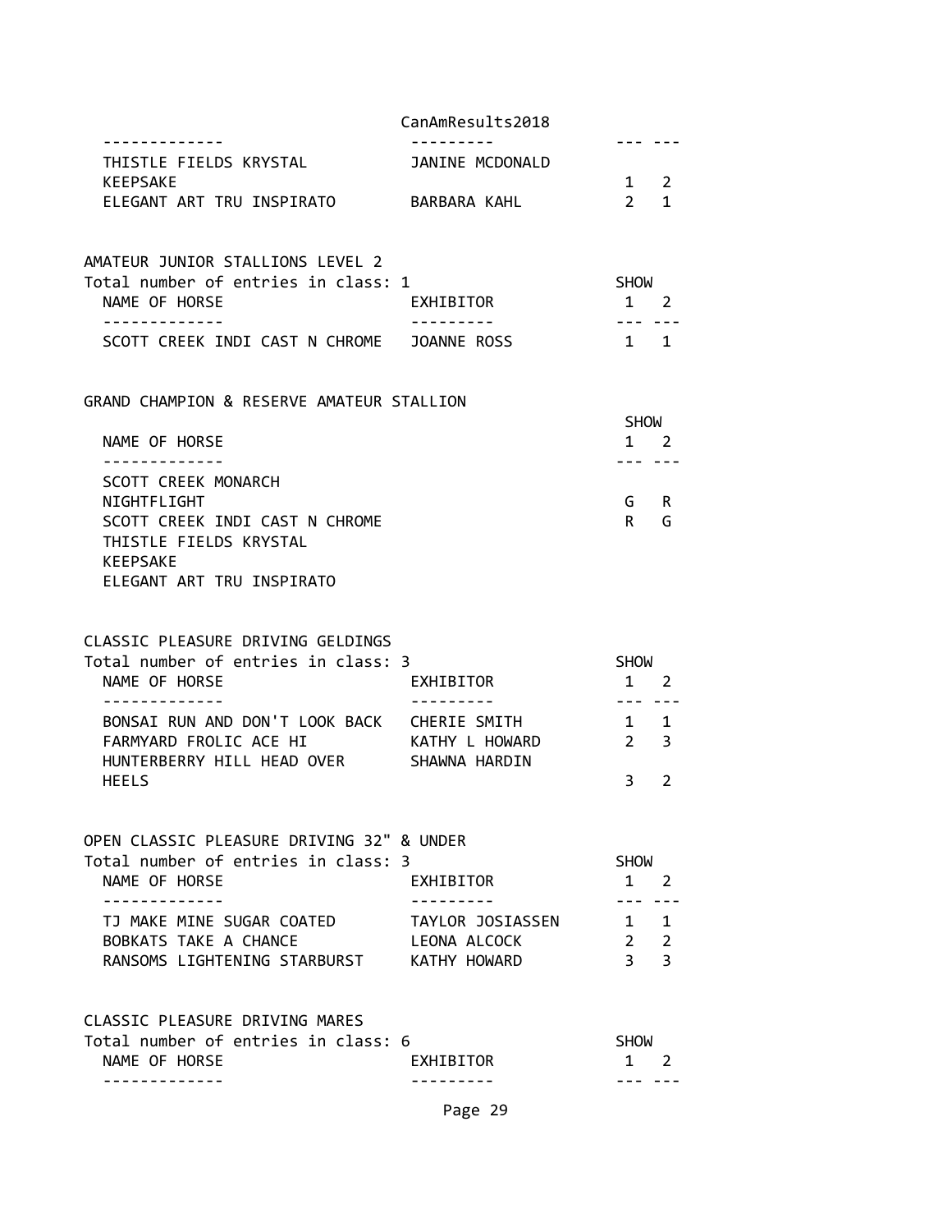| | | | |
|---|---|---|---|
| ------------- | --------- | --- | --- |
| THISTLE FIELDS KRYSTAL KEEPSAKE | JANINE MCDONALD | 1 | 2 |
| ELEGANT ART TRU INSPIRATO | BARBARA KAHL | 2 | 1 |

AMATEUR JUNIOR STALLIONS LEVEL 2

Total number of entries in class: 1

| NAME OF HORSE | EXHIBITOR | SHOW 1 | 2 |
|---|---|---|---|
| SCOTT CREEK INDI CAST N CHROME | JOANNE ROSS | 1 | 1 |

GRAND CHAMPION & RESERVE AMATEUR STALLION

| NAME OF HORSE | SHOW 1 | 2 |
|---|---|---|
| SCOTT CREEK MONARCH NIGHTFLIGHT | G | R |
| SCOTT CREEK INDI CAST N CHROME | R | G |
| THISTLE FIELDS KRYSTAL KEEPSAKE | | |
| ELEGANT ART TRU INSPIRATO | | |

CLASSIC PLEASURE DRIVING GELDINGS

Total number of entries in class: 3

| NAME OF HORSE | EXHIBITOR | SHOW 1 | 2 |
|---|---|---|---|
| BONSAI RUN AND DON'T LOOK BACK | CHERIE SMITH | 1 | 1 |
| FARMYARD FROLIC ACE HI | KATHY L HOWARD | 2 | 3 |
| HUNTERBERRY HILL HEAD OVER HEELS | SHAWNA HARDIN | 3 | 2 |

OPEN CLASSIC PLEASURE DRIVING 32" & UNDER

Total number of entries in class: 3

| NAME OF HORSE | EXHIBITOR | SHOW 1 | 2 |
|---|---|---|---|
| TJ MAKE MINE SUGAR COATED | TAYLOR JOSIASSEN | 1 | 1 |
| BOBKATS TAKE A CHANCE | LEONA ALCOCK | 2 | 2 |
| RANSOMS LIGHTENING STARBURST | KATHY HOWARD | 3 | 3 |

CLASSIC PLEASURE DRIVING MARES

Total number of entries in class: 6

| NAME OF HORSE | EXHIBITOR | SHOW 1 | 2 |
|---|---|---|---|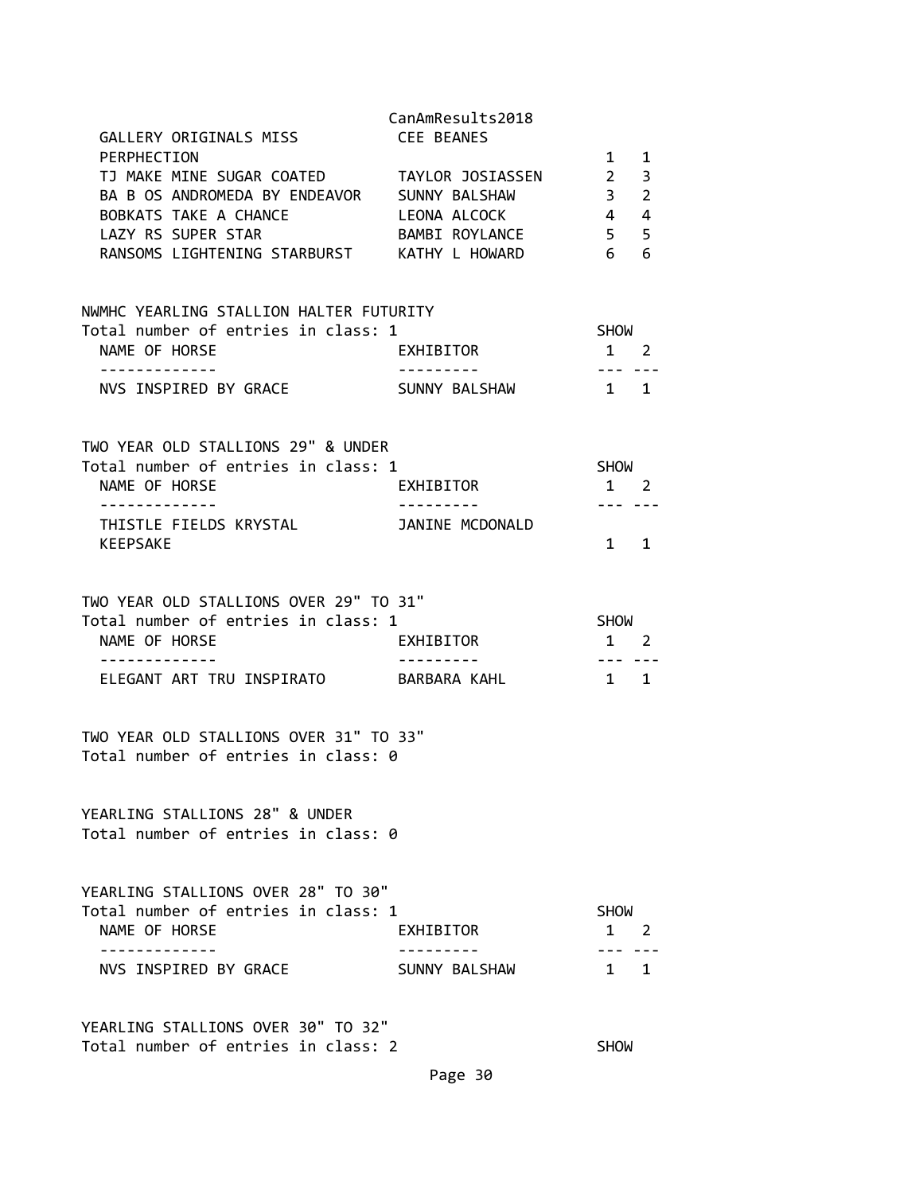| NAME OF HORSE | EXHIBITOR | SHOW 1 | SHOW 2 |
|---|---|---|---|
| GALLERY ORIGINALS MISS PERPHECTION | CEE BEANES | 1 | 1 |
| TJ MAKE MINE SUGAR COATED | TAYLOR JOSIASSEN | 2 | 3 |
| BA B OS ANDROMEDA BY ENDEAVOR | SUNNY BALSHAW | 3 | 2 |
| BOBKATS TAKE A CHANCE | LEONA ALCOCK | 4 | 4 |
| LAZY RS SUPER STAR | BAMBI ROYLANCE | 5 | 5 |
| RANSOMS LIGHTENING STARBURST | KATHY L HOWARD | 6 | 6 |

NWMHC YEARLING STALLION HALTER FUTURITY
Total number of entries in class: 1

| NAME OF HORSE | EXHIBITOR | SHOW 1 | SHOW 2 |
|---|---|---|---|
| NVS INSPIRED BY GRACE | SUNNY BALSHAW | 1 | 1 |

TWO YEAR OLD STALLIONS 29" & UNDER
Total number of entries in class: 1

| NAME OF HORSE | EXHIBITOR | SHOW 1 | SHOW 2 |
|---|---|---|---|
| THISTLE FIELDS KRYSTAL KEEPSAKE | JANINE MCDONALD | 1 | 1 |

TWO YEAR OLD STALLIONS OVER 29" TO 31"
Total number of entries in class: 1

| NAME OF HORSE | EXHIBITOR | SHOW 1 | SHOW 2 |
|---|---|---|---|
| ELEGANT ART TRU INSPIRATO | BARBARA KAHL | 1 | 1 |

TWO YEAR OLD STALLIONS OVER 31" TO 33"
Total number of entries in class: 0

YEARLING STALLIONS 28" & UNDER
Total number of entries in class: 0

YEARLING STALLIONS OVER 28" TO 30"
Total number of entries in class: 1

| NAME OF HORSE | EXHIBITOR | SHOW 1 | SHOW 2 |
|---|---|---|---|
| NVS INSPIRED BY GRACE | SUNNY BALSHAW | 1 | 1 |

YEARLING STALLIONS OVER 30" TO 32"
Total number of entries in class: 2 SHOW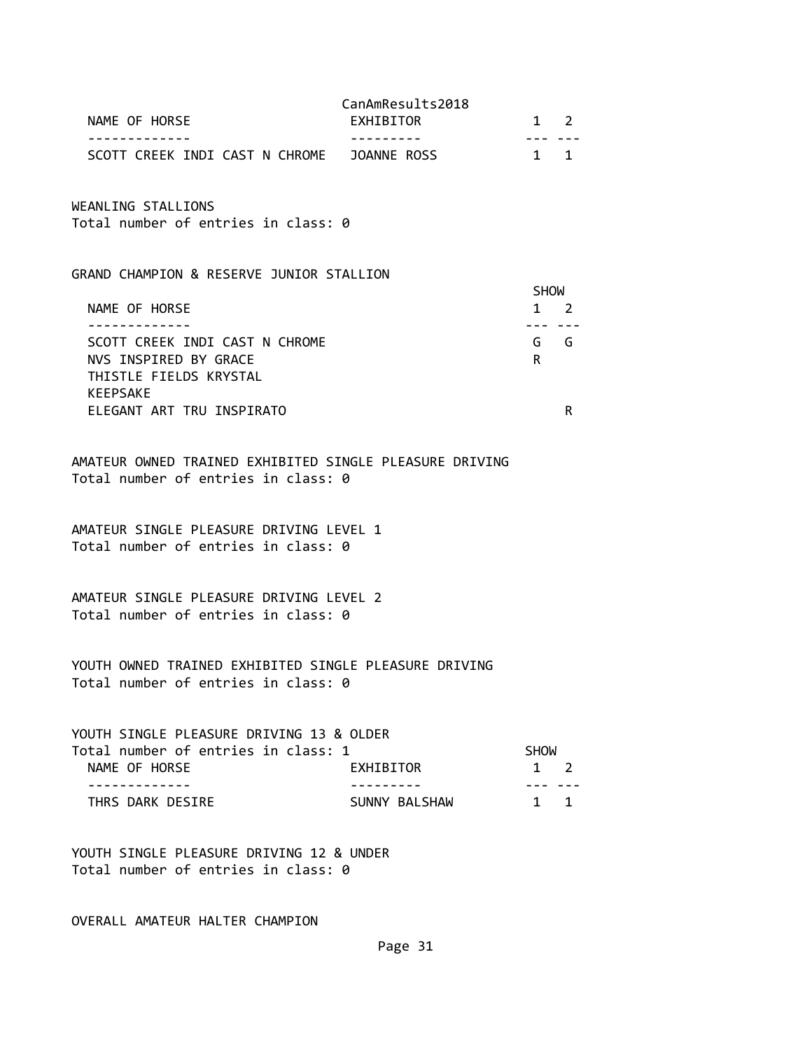| NAME OF HORSE | EXHIBITOR | 1 | 2 |
| --- | --- | --- | --- |
| SCOTT CREEK INDI CAST N CHROME | JOANNE ROSS | 1 | 1 |

WEANLING STALLIONS
Total number of entries in class: 0

GRAND CHAMPION & RESERVE JUNIOR STALLION

| NAME OF HORSE | SHOW 1 | 2 |
| --- | --- | --- |
| SCOTT CREEK INDI CAST N CHROME | G | G |
| NVS INSPIRED BY GRACE | R | |
| THISTLE FIELDS KRYSTAL KEEPSAKE | | |
| ELEGANT ART TRU INSPIRATO | | R |

AMATEUR OWNED TRAINED EXHIBITED SINGLE PLEASURE DRIVING
Total number of entries in class: 0

AMATEUR SINGLE PLEASURE DRIVING LEVEL 1
Total number of entries in class: 0

AMATEUR SINGLE PLEASURE DRIVING LEVEL 2
Total number of entries in class: 0

YOUTH OWNED TRAINED EXHIBITED SINGLE PLEASURE DRIVING
Total number of entries in class: 0

YOUTH SINGLE PLEASURE DRIVING 13 & OLDER
Total number of entries in class: 1

| NAME OF HORSE | EXHIBITOR | SHOW 1 | 2 |
| --- | --- | --- | --- |
| THRS DARK DESIRE | SUNNY BALSHAW | 1 | 1 |

YOUTH SINGLE PLEASURE DRIVING 12 & UNDER
Total number of entries in class: 0

OVERALL AMATEUR HALTER CHAMPION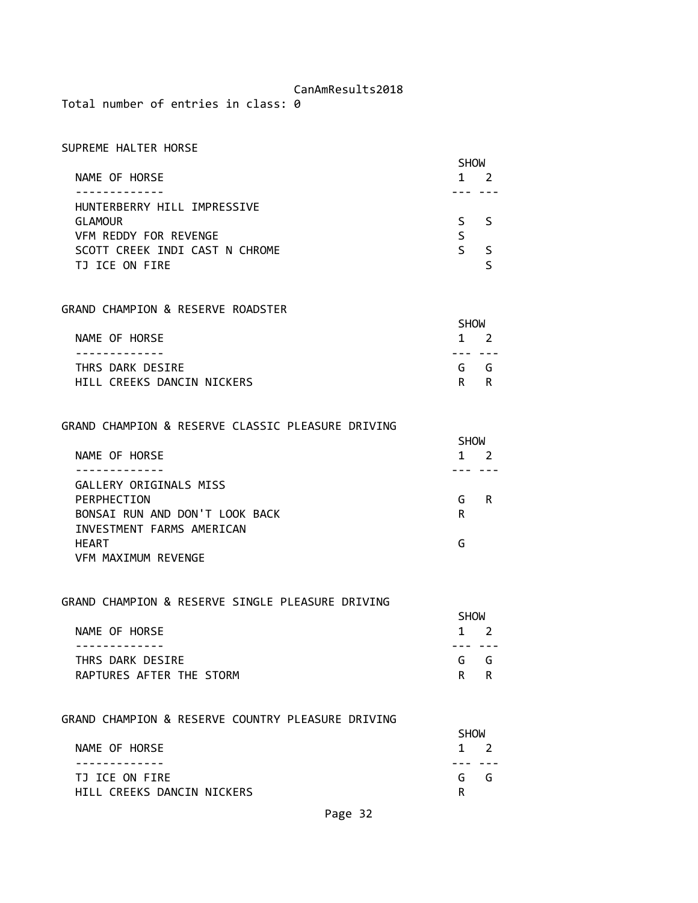Total number of entries in class: 0

## SUPREME HALTER HORSE

| NAME OF HORSE | SHOW 1 | SHOW 2 |
|---|---|---|
| HUNTERBERRY HILL IMPRESSIVE GLAMOUR | S | S |
| VFM REDDY FOR REVENGE | S | |
| SCOTT CREEK INDI CAST N CHROME | S | S |
| TJ ICE ON FIRE | | S |

## GRAND CHAMPION & RESERVE ROADSTER

| NAME OF HORSE | SHOW 1 | SHOW 2 |
|---|---|---|
| THRS DARK DESIRE | G | G |
| HILL CREEKS DANCIN NICKERS | R | R |

## GRAND CHAMPION & RESERVE CLASSIC PLEASURE DRIVING

| NAME OF HORSE | SHOW 1 | SHOW 2 |
|---|---|---|
| GALLERY ORIGINALS MISS PERPHECTION | G | R |
| BONSAI RUN AND DON'T LOOK BACK | R | |
| INVESTMENT FARMS AMERICAN HEART | G | |
| VFM MAXIMUM REVENGE | | |

## GRAND CHAMPION & RESERVE SINGLE PLEASURE DRIVING

| NAME OF HORSE | SHOW 1 | SHOW 2 |
|---|---|---|
| THRS DARK DESIRE | G | G |
| RAPTURES AFTER THE STORM | R | R |

## GRAND CHAMPION & RESERVE COUNTRY PLEASURE DRIVING

| NAME OF HORSE | SHOW 1 | SHOW 2 |
|---|---|---|
| TJ ICE ON FIRE | G | G |
| HILL CREEKS DANCIN NICKERS | R | |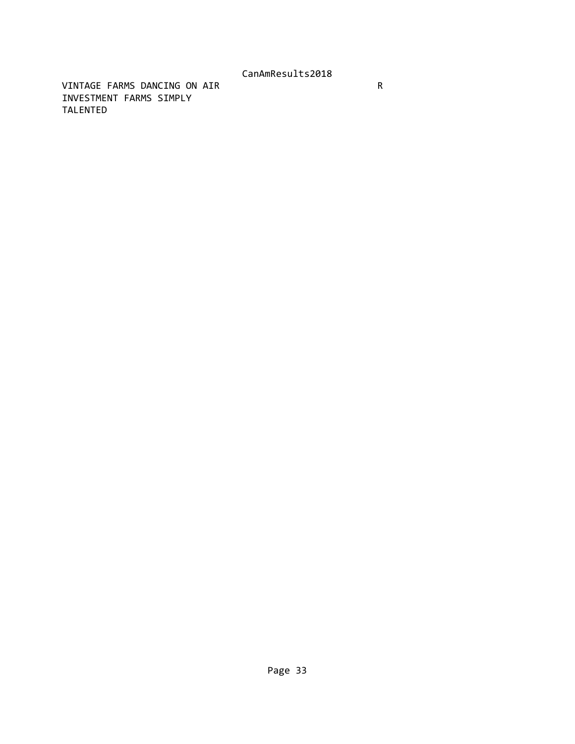VINTAGE FARMS DANCING ON AIR R
INVESTMENT FARMS SIMPLY
TALENTED